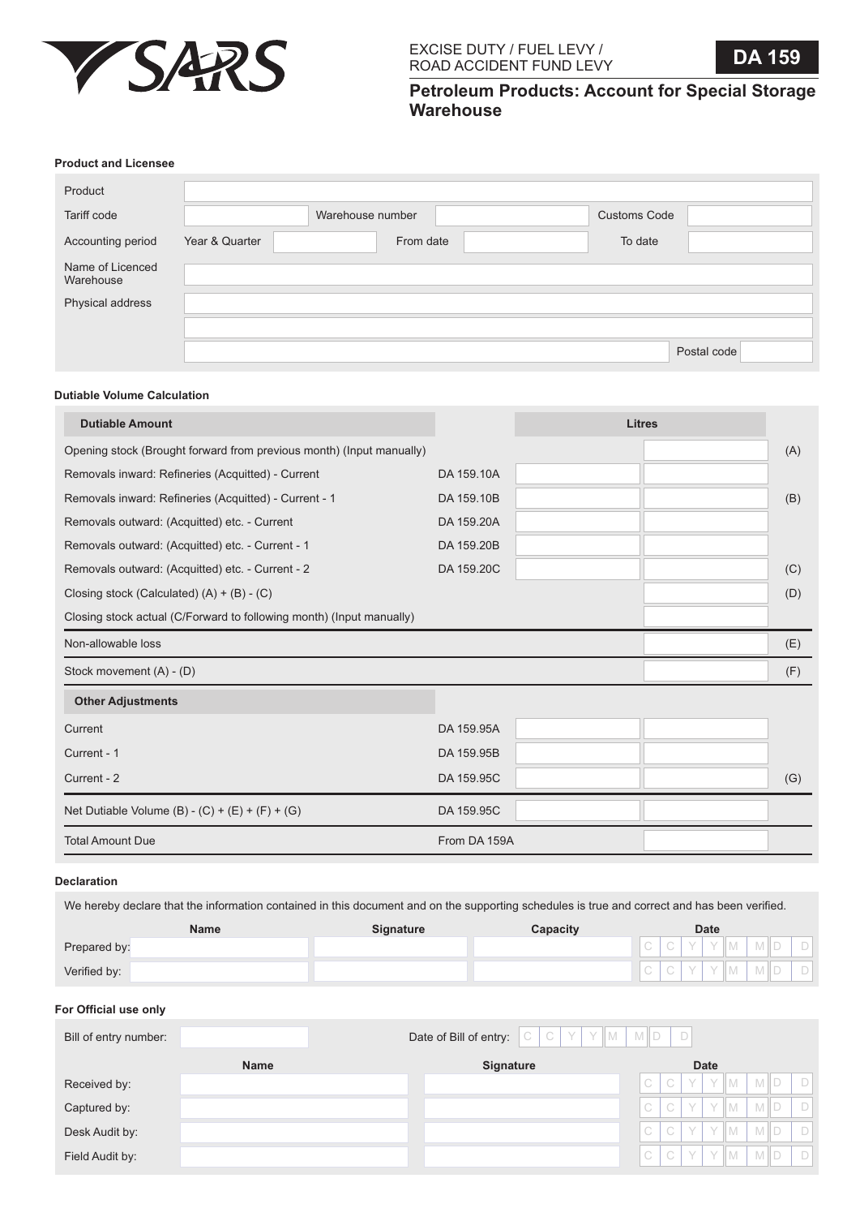SARS

EXCISE DUTY / FUEL LEVY / ROAD ACCIDENT FUND LEVY

**DA 159**

## Petroleum Products: Account for Special Storage Warehouse

### Product and Licensee

| | | | | | |
|---|---|---|---|---|---|
| Product | | | | | |
| Tariff code | | Warehouse number | | Customs Code | |
| Accounting period | Year & Quarter | From date | | To date | |
| Name of Licenced Warehouse | | | | | |
| Physical address | | | | | |
| | | | | | |
| | | | | Postal code | |

### Dutiable Volume Calculation

| Dutiable Amount | | Litres | | |
|---|---|---|---|---|
| Opening stock (Brought forward from previous month) (Input manually) | | | | (A) |
| Removals inward: Refineries (Acquitted) - Current | DA 159.10A | | | |
| Removals inward: Refineries (Acquitted) - Current - 1 | DA 159.10B | | | (B) |
| Removals outward: (Acquitted) etc. - Current | DA 159.20A | | | |
| Removals outward: (Acquitted) etc. - Current - 1 | DA 159.20B | | | |
| Removals outward: (Acquitted) etc. - Current - 2 | DA 159.20C | | | (C) |
| Closing stock (Calculated) (A) + (B) - (C) | | | | (D) |
| Closing stock actual (C/Forward to following month) (Input manually) | | | | |
| Non-allowable loss | | | | (E) |
| Stock movement (A) - (D) | | | | (F) |
| **Other Adjustments** | | | | |
| Current | DA 159.95A | | | |
| Current - 1 | DA 159.95B | | | |
| Current - 2 | DA 159.95C | | | (G) |
| Net Dutiable Volume (B) - (C) + (E) + (F) + (G) | DA 159.95C | | | |
| Total Amount Due | From DA 159A | | | |

### Declaration

We hereby declare that the information contained in this document and on the supporting schedules is true and correct and has been verified.

| | Name | Signature | Capacity | Date |
|---|---|---|---|---|
| Prepared by: | | | | CCYYMMDD |
| Verified by: | | | | CCYYMMDD |

### For Official use only

Bill of entry number: &nbsp;&nbsp;&nbsp;&nbsp; Date of Bill of entry: CCYYMMDD

| | Name | Signature | Date |
|---|---|---|---|
| Received by: | | | CCYYMMDD |
| Captured by: | | | CCYYMMDD |
| Desk Audit by: | | | CCYYMMDD |
| Field Audit by: | | | CCYYMMDD |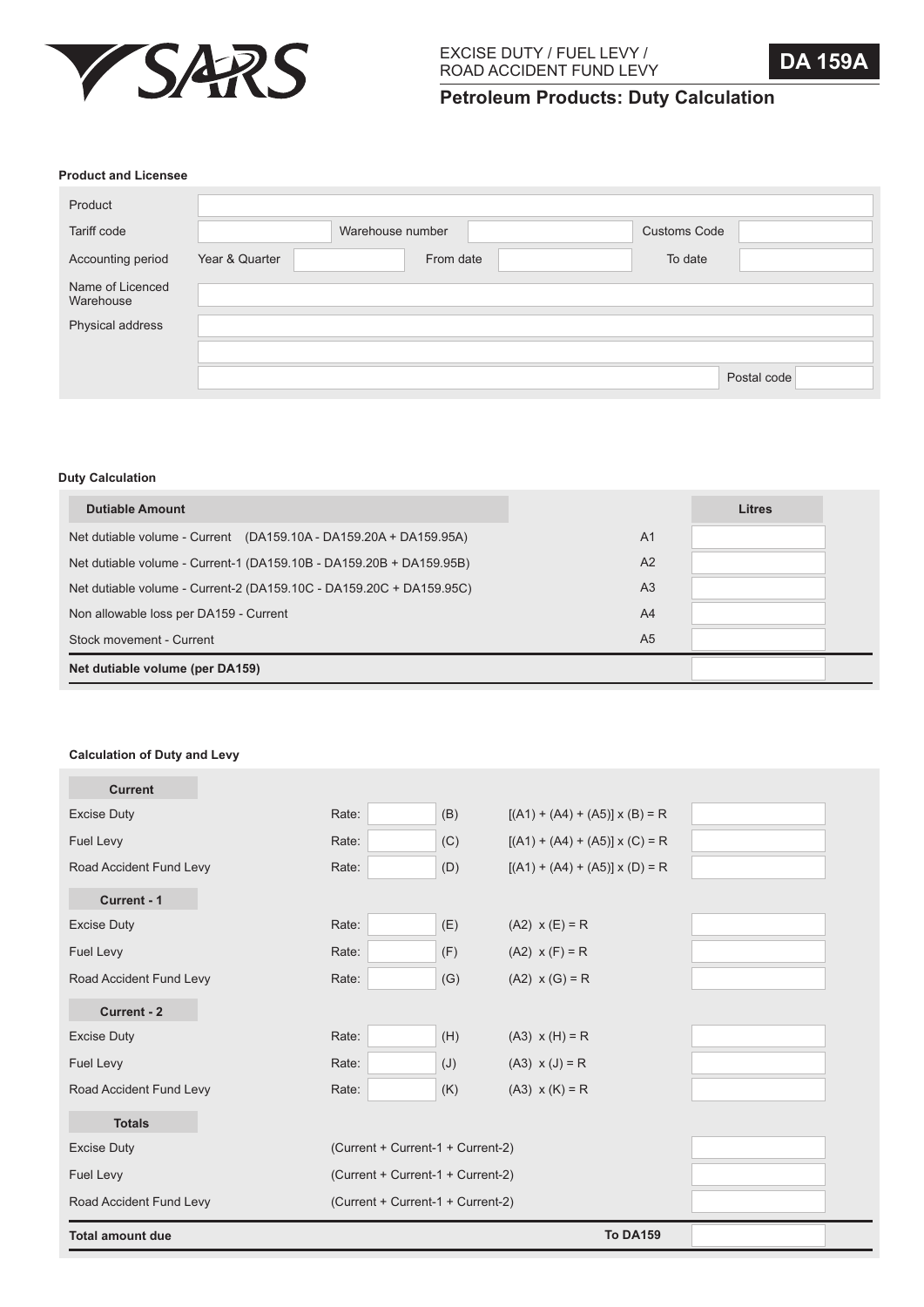EXCISE DUTY / FUEL LEVY / ROAD ACCIDENT FUND LEVY

**DA 159A**

# Petroleum Products: Duty Calculation

### Product and Licensee

| | | | | | |
|---|---|---|---|---|---|
| Product | | | | | |
| Tariff code | | Warehouse number | | Customs Code | |
| Accounting period | Year & Quarter | | From date | | To date |
| Name of Licenced Warehouse | | | | | |
| Physical address | | | | | |
| | | | | | |
| | | | | Postal code | |

### Duty Calculation

| Dutiable Amount | | Litres |
|---|---|---|
| Net dutiable volume - Current (DA159.10A - DA159.20A + DA159.95A) | A1 | |
| Net dutiable volume - Current-1 (DA159.10B - DA159.20B + DA159.95B) | A2 | |
| Net dutiable volume - Current-2 (DA159.10C - DA159.20C + DA159.95C) | A3 | |
| Non allowable loss per DA159 - Current | A4 | |
| Stock movement - Current | A5 | |
| **Net dutiable volume (per DA159)** | | |

### Calculation of Duty and Levy

| | | | | | |
|---|---|---|---|---|---|
| **Current** | | | | | |
| Excise Duty | Rate: | | (B) | [(A1) + (A4) + (A5)] x (B) = R | |
| Fuel Levy | Rate: | | (C) | [(A1) + (A4) + (A5)] x (C) = R | |
| Road Accident Fund Levy | Rate: | | (D) | [(A1) + (A4) + (A5)] x (D) = R | |
| **Current - 1** | | | | | |
| Excise Duty | Rate: | | (E) | (A2) x (E) = R | |
| Fuel Levy | Rate: | | (F) | (A2) x (F) = R | |
| Road Accident Fund Levy | Rate: | | (G) | (A2) x (G) = R | |
| **Current - 2** | | | | | |
| Excise Duty | Rate: | | (H) | (A3) x (H) = R | |
| Fuel Levy | Rate: | | (J) | (A3) x (J) = R | |
| Road Accident Fund Levy | Rate: | | (K) | (A3) x (K) = R | |
| **Totals** | | | | | |
| Excise Duty | (Current + Current-1 + Current-2) | | | | |
| Fuel Levy | (Current + Current-1 + Current-2) | | | | |
| Road Accident Fund Levy | (Current + Current-1 + Current-2) | | | | |
| **Total amount due** | | | | **To DA159** | |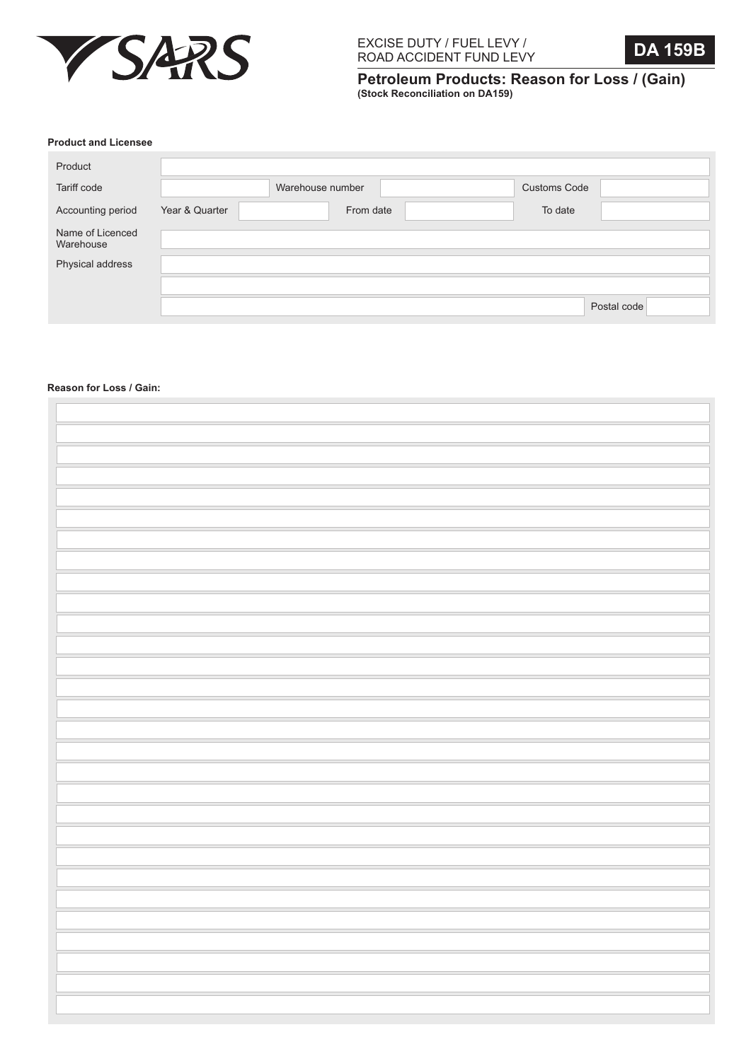SARS

EXCISE DUTY / FUEL LEVY / ROAD ACCIDENT FUND LEVY

**DA 159B**

## Petroleum Products: Reason for Loss / (Gain)

**(Stock Reconciliation on DA159)**

**Product and Licensee**

| | | | | | |
|---|---|---|---|---|---|
| Product | | | | | |
| Tariff code | | Warehouse number | | Customs Code | |
| Accounting period | Year & Quarter | | From date | | To date | |
| Name of Licenced Warehouse | | | | | |
| Physical address | | | | | |
| | | | | | |
| | | | | Postal code | |

**Reason for Loss / Gain:**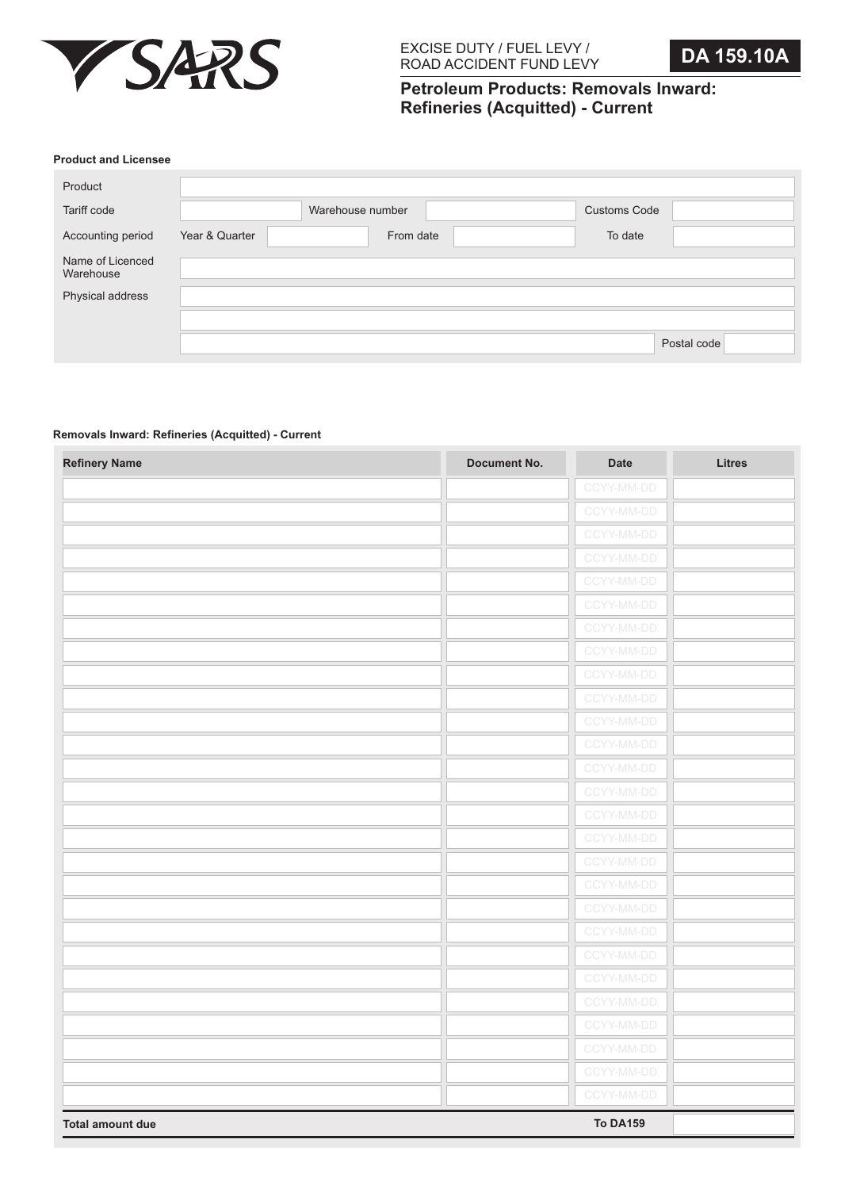SARS

EXCISE DUTY / FUEL LEVY / ROAD ACCIDENT FUND LEVY

**DA 159.10A**

## Petroleum Products: Removals Inward: Refineries (Acquitted) - Current

### Product and Licensee

| | | | | | |
|---|---|---|---|---|---|
| Product | | | | | |
| Tariff code | | Warehouse number | | Customs Code | |
| Accounting period | Year & Quarter | | From date | | To date |
| Name of Licenced Warehouse | | | | | |
| Physical address | | | | | |
| | | | | | |
| | | | | Postal code | |

### Removals Inward: Refineries (Acquitted) - Current

| Refinery Name | Document No. | Date | Litres |
|---|---|---|---|
| | | CCYY-MM-DD | |
| | | CCYY-MM-DD | |
| | | CCYY-MM-DD | |
| | | CCYY-MM-DD | |
| | | CCYY-MM-DD | |
| | | CCYY-MM-DD | |
| | | CCYY-MM-DD | |
| | | CCYY-MM-DD | |
| | | CCYY-MM-DD | |
| | | CCYY-MM-DD | |
| | | CCYY-MM-DD | |
| | | CCYY-MM-DD | |
| | | CCYY-MM-DD | |
| | | CCYY-MM-DD | |
| | | CCYY-MM-DD | |
| | | CCYY-MM-DD | |
| | | CCYY-MM-DD | |
| | | CCYY-MM-DD | |
| | | CCYY-MM-DD | |
| | | CCYY-MM-DD | |
| | | CCYY-MM-DD | |
| | | CCYY-MM-DD | |
| | | CCYY-MM-DD | |
| | | CCYY-MM-DD | |
| | | CCYY-MM-DD | |
| | | CCYY-MM-DD | |
| | | CCYY-MM-DD | |
| **Total amount due** | | **To DA159** | |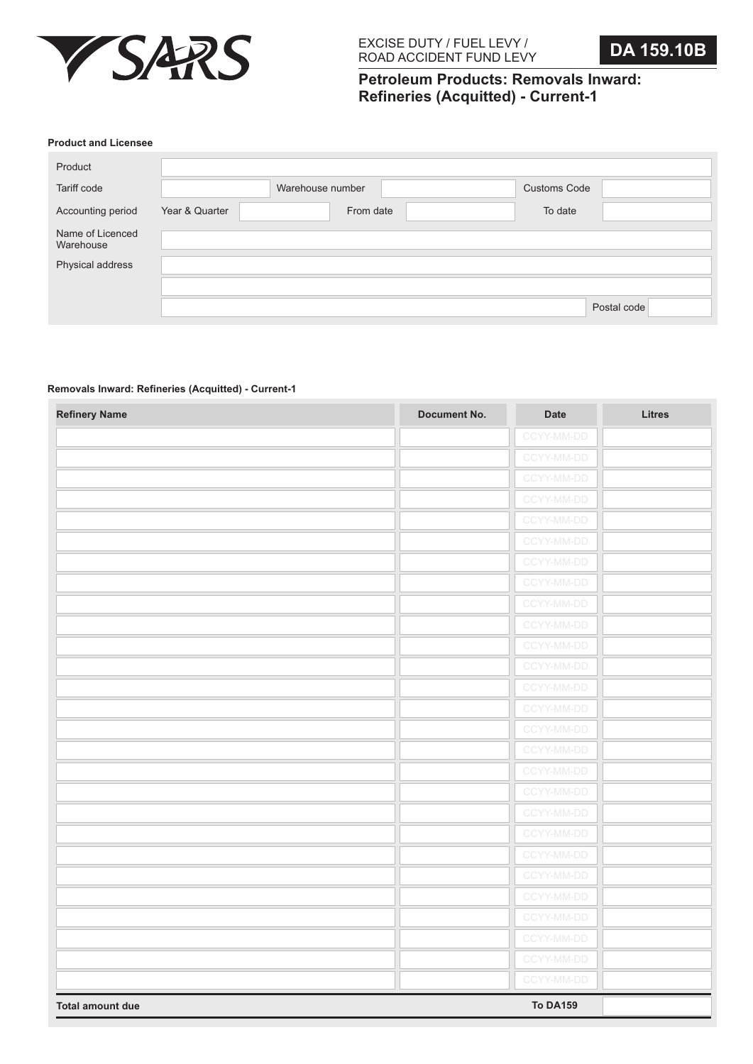SARS

EXCISE DUTY / FUEL LEVY / ROAD ACCIDENT FUND LEVY

**DA 159.10B**

## Petroleum Products: Removals Inward: Refineries (Acquitted) - Current-1

### Product and Licensee

| | | | | | |
|---|---|---|---|---|---|
| Product | | | | | |
| Tariff code | | Warehouse number | | Customs Code | |
| Accounting period | Year & Quarter | | From date | | To date |
| Name of Licenced Warehouse | | | | | |
| Physical address | | | | | |
| | | | | | |
| | | | | Postal code | |

### Removals Inward: Refineries (Acquitted) - Current-1

| Refinery Name | Document No. | Date | Litres |
|---|---|---|---|
| | | CCYY-MM-DD | |
| | | CCYY-MM-DD | |
| | | CCYY-MM-DD | |
| | | CCYY-MM-DD | |
| | | CCYY-MM-DD | |
| | | CCYY-MM-DD | |
| | | CCYY-MM-DD | |
| | | CCYY-MM-DD | |
| | | CCYY-MM-DD | |
| | | CCYY-MM-DD | |
| | | CCYY-MM-DD | |
| | | CCYY-MM-DD | |
| | | CCYY-MM-DD | |
| | | CCYY-MM-DD | |
| | | CCYY-MM-DD | |
| | | CCYY-MM-DD | |
| | | CCYY-MM-DD | |
| | | CCYY-MM-DD | |
| | | CCYY-MM-DD | |
| | | CCYY-MM-DD | |
| | | CCYY-MM-DD | |
| | | CCYY-MM-DD | |
| | | CCYY-MM-DD | |
| | | CCYY-MM-DD | |
| | | CCYY-MM-DD | |
| | | CCYY-MM-DD | |
| **Total amount due** | | **To DA159** | |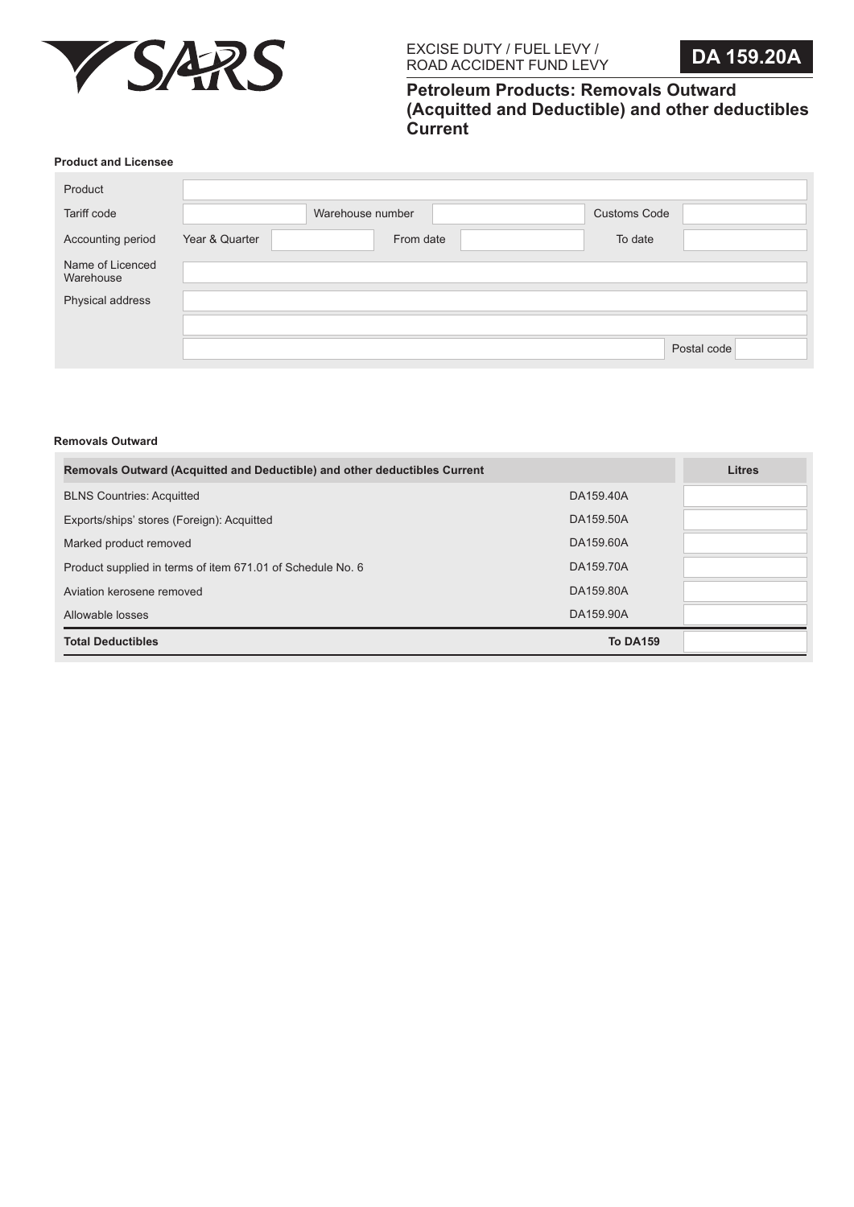EXCISE DUTY / FUEL LEVY / ROAD ACCIDENT FUND LEVY

# DA 159.20A

## Petroleum Products: Removals Outward (Acquitted and Deductible) and other deductibles Current

### Product and Licensee

| | | | | | |
|---|---|---|---|---|---|
| Product | | | | | |
| Tariff code | | Warehouse number | | Customs Code | |
| Accounting period | Year & Quarter | | From date | | To date |
| Name of Licenced Warehouse | | | | | |
| Physical address | | | | | |
| | | | | | |
| | | | | Postal code | |

### Removals Outward

| Removals Outward (Acquitted and Deductible) and other deductibles Current | | Litres |
|---|---|---|
| BLNS Countries: Acquitted | DA159.40A | |
| Exports/ships' stores (Foreign): Acquitted | DA159.50A | |
| Marked product removed | DA159.60A | |
| Product supplied in terms of item 671.01 of Schedule No. 6 | DA159.70A | |
| Aviation kerosene removed | DA159.80A | |
| Allowable losses | DA159.90A | |
| **Total Deductibles** | **To DA159** | |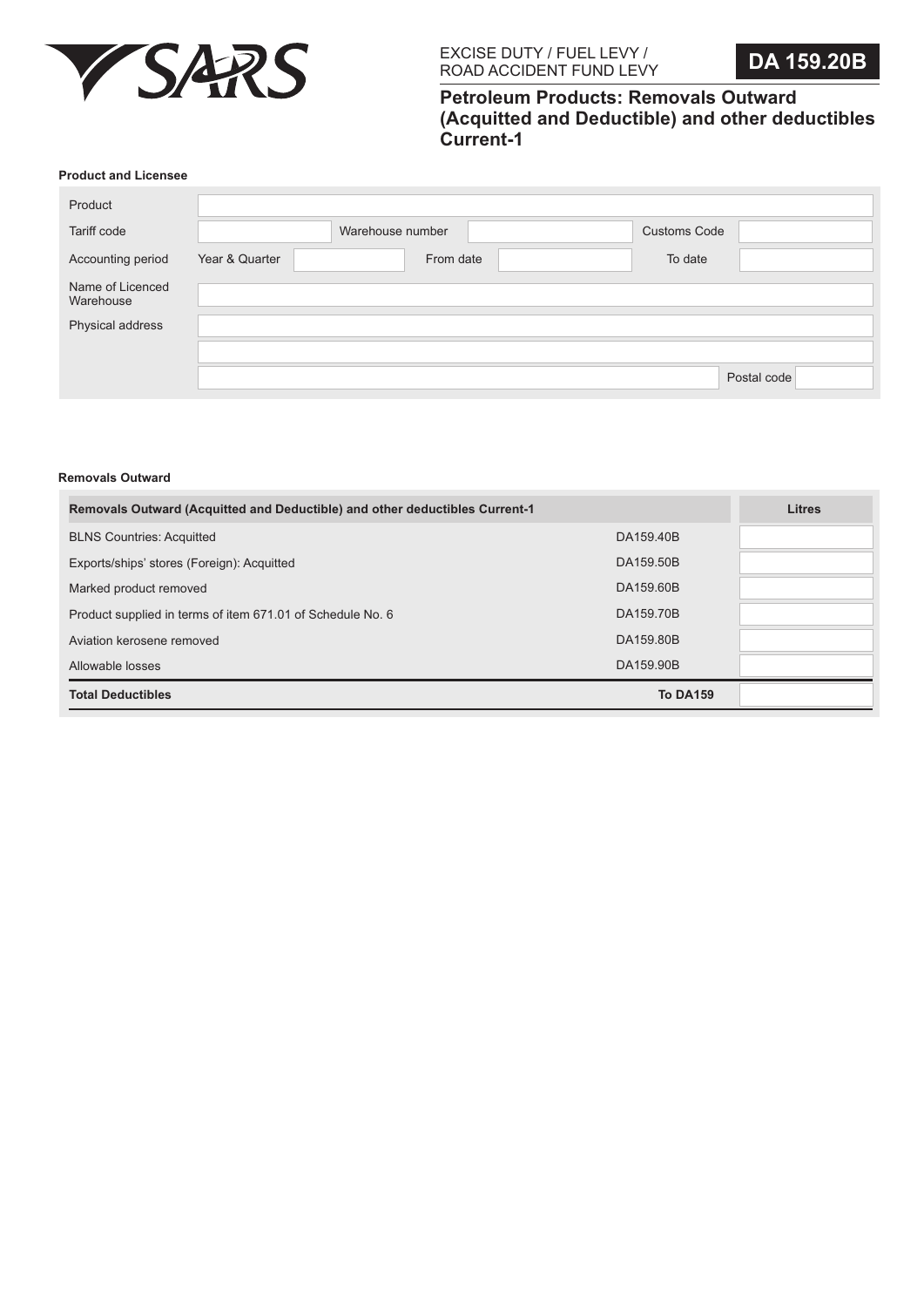EXCISE DUTY / FUEL LEVY / ROAD ACCIDENT FUND LEVY

**DA 159.20B**

# Petroleum Products: Removals Outward (Acquitted and Deductible) and other deductibles Current-1

### Product and Licensee

| | | | | | |
|---|---|---|---|---|---|
| Product | | | | | |
| Tariff code | | Warehouse number | | Customs Code | |
| Accounting period | Year & Quarter | | From date | | To date |
| Name of Licenced Warehouse | | | | | |
| Physical address | | | | | |
| | | | | | |
| | | | | Postal code | |

### Removals Outward

| Removals Outward (Acquitted and Deductible) and other deductibles Current-1 | | Litres |
|---|---|---|
| BLNS Countries: Acquitted | DA159.40B | |
| Exports/ships' stores (Foreign): Acquitted | DA159.50B | |
| Marked product removed | DA159.60B | |
| Product supplied in terms of item 671.01 of Schedule No. 6 | DA159.70B | |
| Aviation kerosene removed | DA159.80B | |
| Allowable losses | DA159.90B | |
| **Total Deductibles** | **To DA159** | |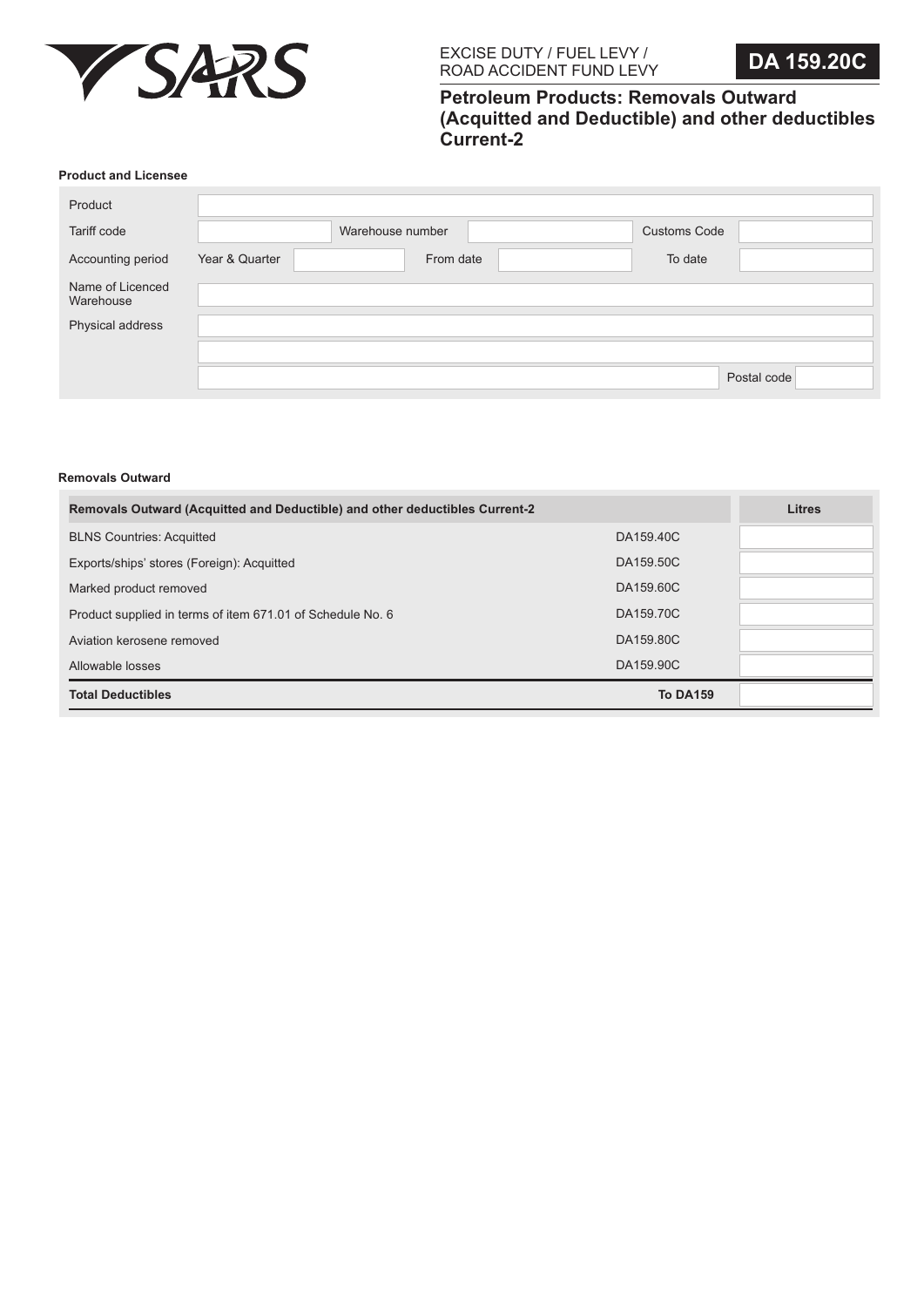EXCISE DUTY / FUEL LEVY / ROAD ACCIDENT FUND LEVY

**DA 159.20C**

## Petroleum Products: Removals Outward (Acquitted and Deductible) and other deductibles Current-2

**Product and Licensee**

| | | | | | |
|---|---|---|---|---|---|
| Product | | | | | |
| Tariff code | | Warehouse number | | Customs Code | |
| Accounting period | Year & Quarter | From date | | To date | |
| Name of Licenced Warehouse | | | | | |
| Physical address | | | | | |
| | | | | | |
| | | | | Postal code | |

**Removals Outward**

| Removals Outward (Acquitted and Deductible) and other deductibles Current-2 | | Litres |
|---|---|---|
| BLNS Countries: Acquitted | DA159.40C | |
| Exports/ships' stores (Foreign): Acquitted | DA159.50C | |
| Marked product removed | DA159.60C | |
| Product supplied in terms of item 671.01 of Schedule No. 6 | DA159.70C | |
| Aviation kerosene removed | DA159.80C | |
| Allowable losses | DA159.90C | |
| **Total Deductibles** | **To DA159** | |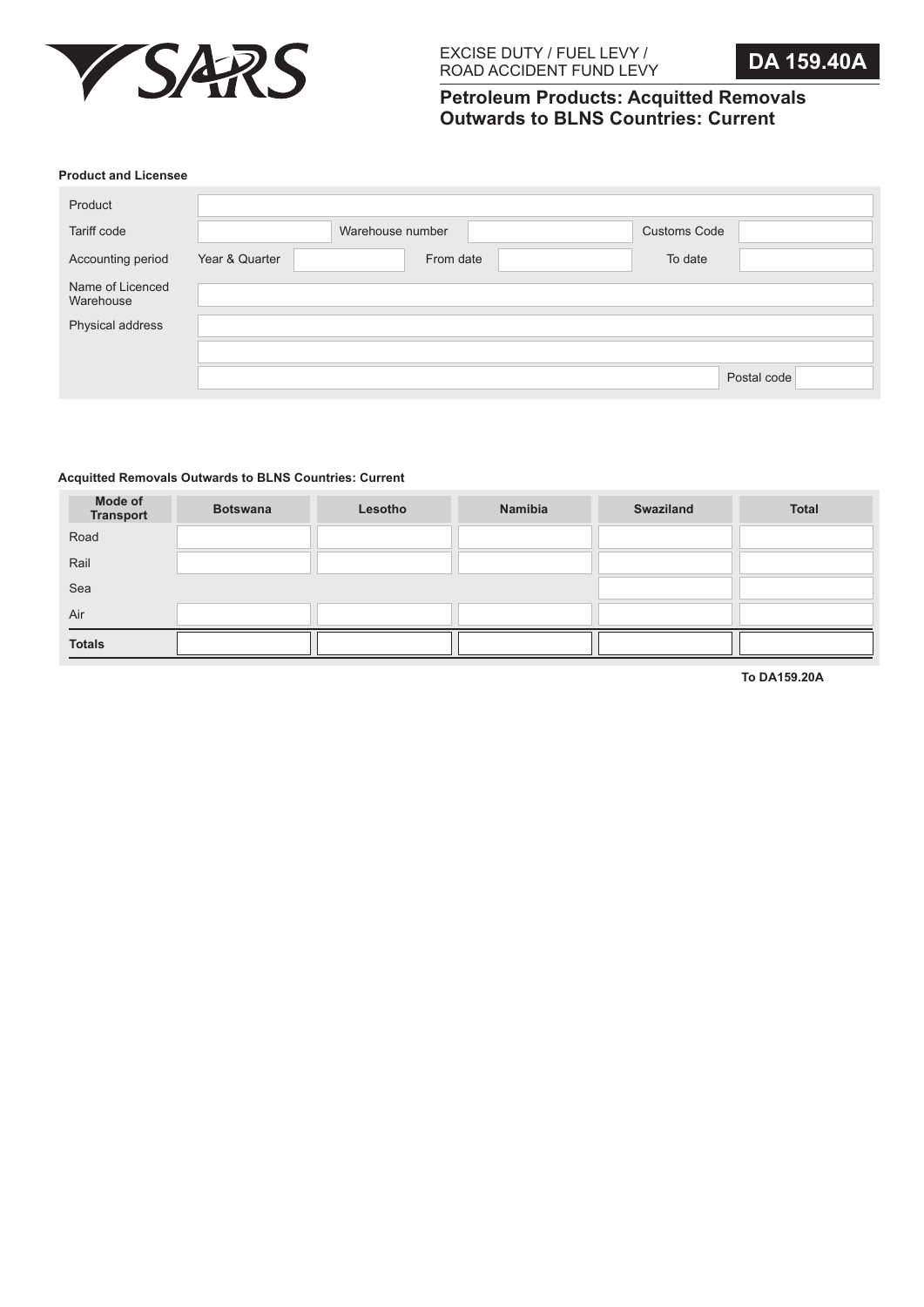EXCISE DUTY / FUEL LEVY / ROAD ACCIDENT FUND LEVY

# DA 159.40A

## Petroleum Products: Acquitted Removals Outwards to BLNS Countries: Current

### Product and Licensee

| | | | | | |
|---|---|---|---|---|---|
| Product | | | | | |
| Tariff code | | Warehouse number | | Customs Code | |
| Accounting period | Year & Quarter | | From date | | To date |
| Name of Licenced Warehouse | | | | | |
| Physical address | | | | | |
| | | | | | |
| | | | | Postal code | |

### Acquitted Removals Outwards to BLNS Countries: Current

| Mode of Transport | Botswana | Lesotho | Namibia | Swaziland | Total |
|---|---|---|---|---|---|
| Road | | | | | |
| Rail | | | | | |
| Sea | | | | | |
| Air | | | | | |
| **Totals** | | | | | |

**To DA159.20A**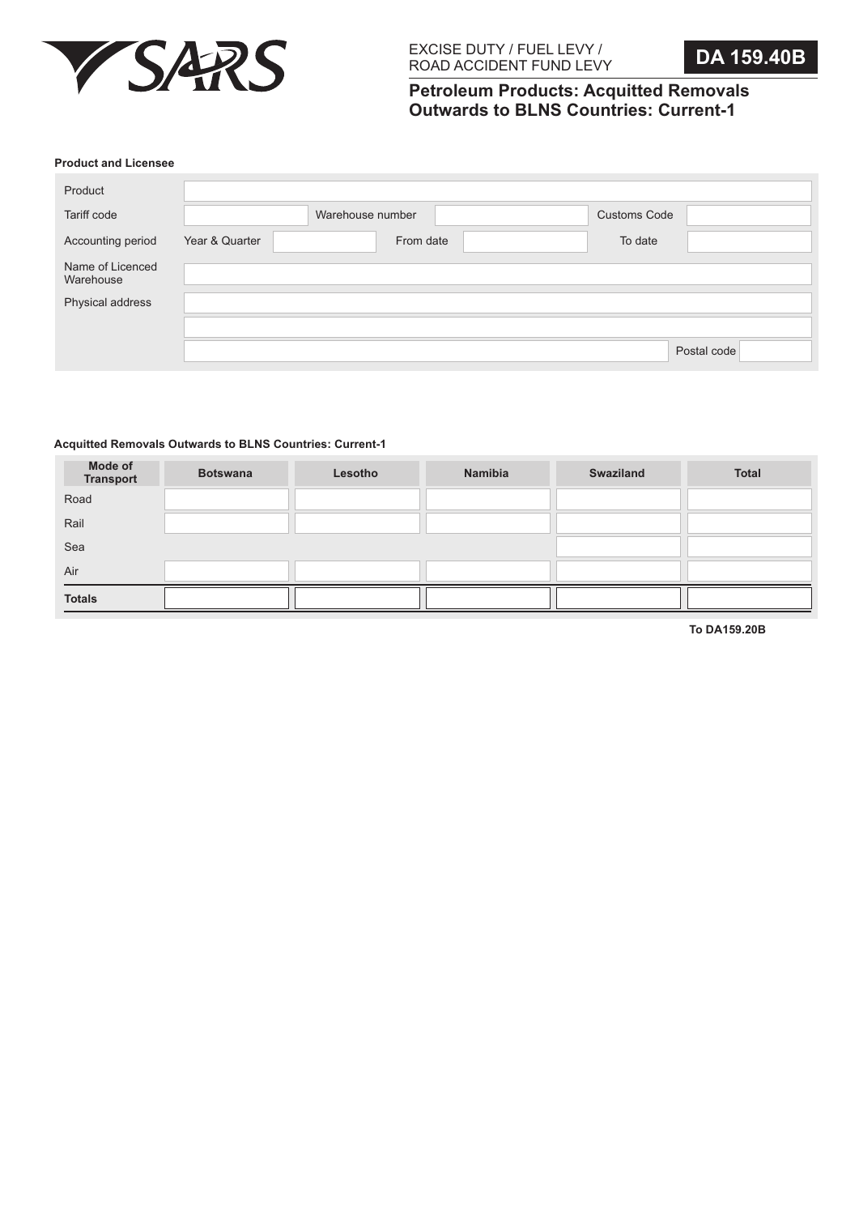SARS

EXCISE DUTY / FUEL LEVY / ROAD ACCIDENT FUND LEVY

**DA 159.40B**

## Petroleum Products: Acquitted Removals Outwards to BLNS Countries: Current-1

**Product and Licensee**

| | | | | | |
|---|---|---|---|---|---|
| Product | | | | | |
| Tariff code | | Warehouse number | | Customs Code | |
| Accounting period | Year & Quarter | | From date | | To date |
| Name of Licenced Warehouse | | | | | |
| Physical address | | | | | |
| | | | | | |
| | | | | Postal code | |

**Acquitted Removals Outwards to BLNS Countries: Current-1**

| Mode of Transport | Botswana | Lesotho | Namibia | Swaziland | Total |
|---|---|---|---|---|---|
| Road | | | | | |
| Rail | | | | | |
| Sea | | | | | |
| Air | | | | | |
| **Totals** | | | | | |

**To DA159.20B**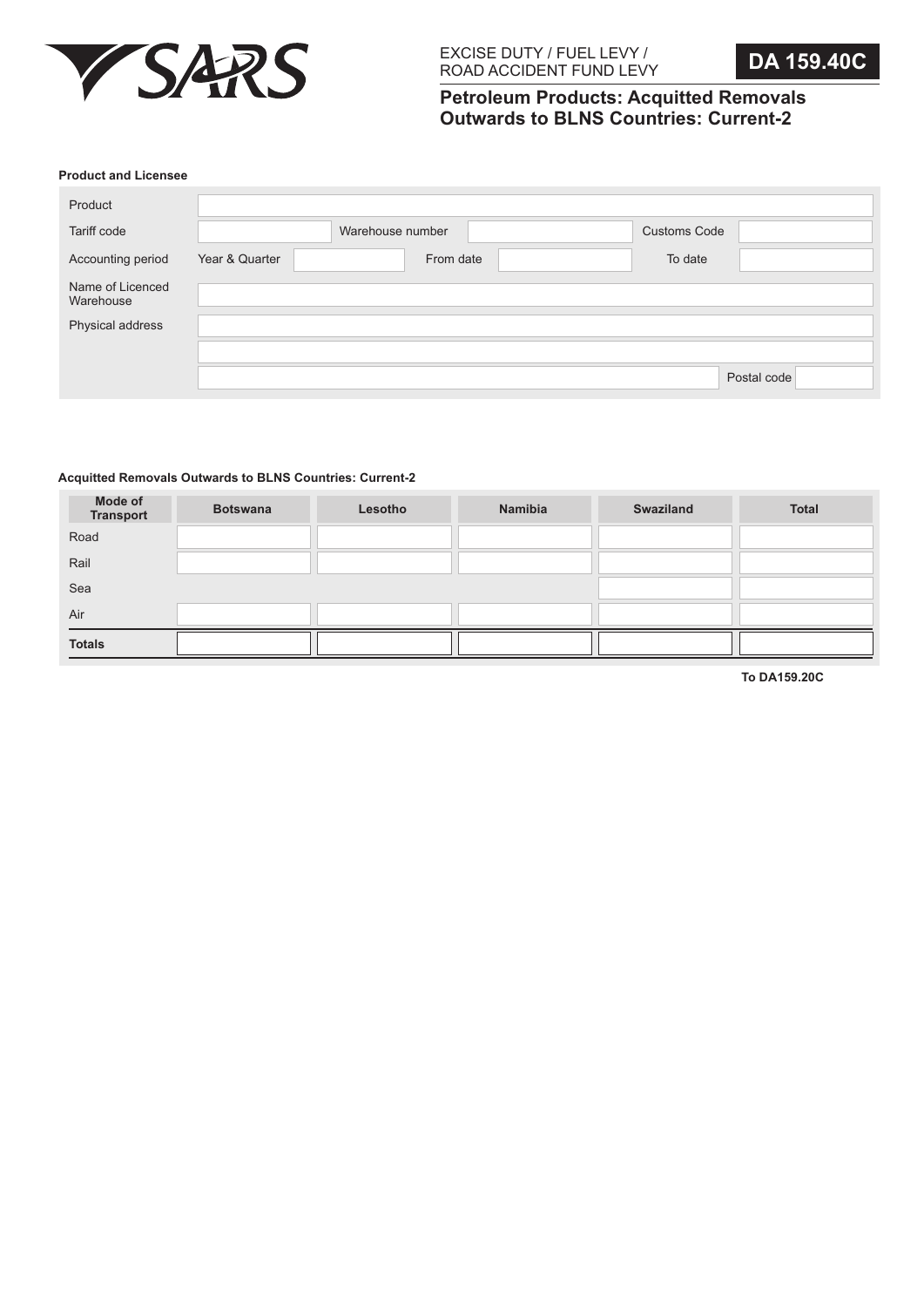EXCISE DUTY / FUEL LEVY / ROAD ACCIDENT FUND LEVY

**DA 159.40C**

## Petroleum Products: Acquitted Removals Outwards to BLNS Countries: Current-2

### Product and Licensee

| | | | | | |
|---|---|---|---|---|---|
| Product | | | | | |
| Tariff code | | Warehouse number | | Customs Code | |
| Accounting period | Year & Quarter | | From date | | To date |
| Name of Licenced Warehouse | | | | | |
| Physical address | | | | | |
| | | | | | |
| | | | | Postal code | |

### Acquitted Removals Outwards to BLNS Countries: Current-2

| Mode of Transport | Botswana | Lesotho | Namibia | Swaziland | Total |
|---|---|---|---|---|---|
| Road | | | | | |
| Rail | | | | | |
| Sea | | | | | |
| Air | | | | | |
| **Totals** | | | | | |

**To DA159.20C**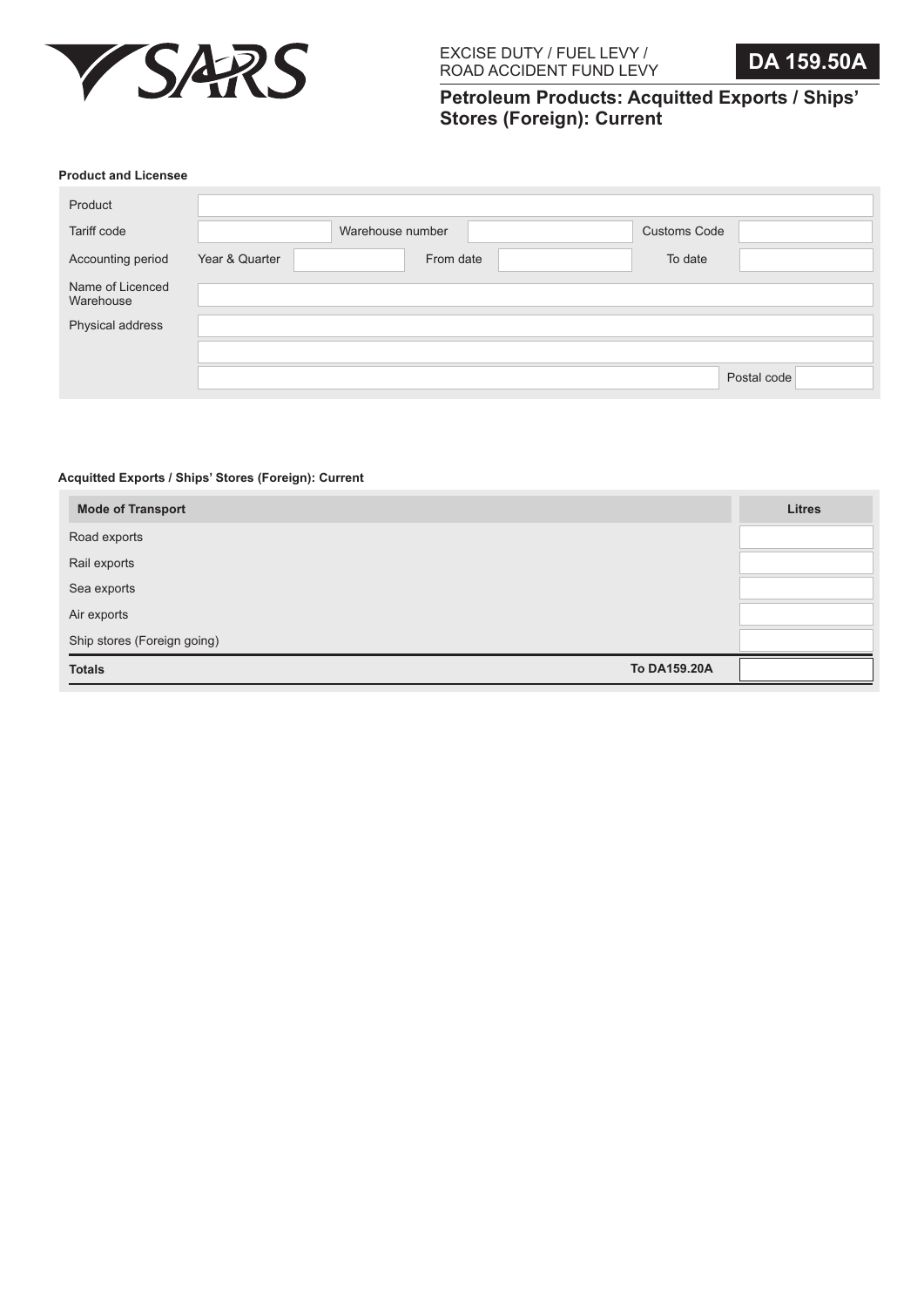SARS

EXCISE DUTY / FUEL LEVY / ROAD ACCIDENT FUND LEVY

# DA 159.50A

## Petroleum Products: Acquitted Exports / Ships' Stores (Foreign): Current

### Product and Licensee

| | | | | | |
|---|---|---|---|---|---|
| Product | | | | | |
| Tariff code | | Warehouse number | | Customs Code | |
| Accounting period | Year & Quarter | | From date | | To date |
| Name of Licenced Warehouse | | | | | |
| Physical address | | | | | |
| | | | | | |
| | | | | Postal code | |

### Acquitted Exports / Ships' Stores (Foreign): Current

| Mode of Transport | | Litres |
|---|---|---|
| Road exports | | |
| Rail exports | | |
| Sea exports | | |
| Air exports | | |
| Ship stores (Foreign going) | | |
| **Totals** | **To DA159.20A** | |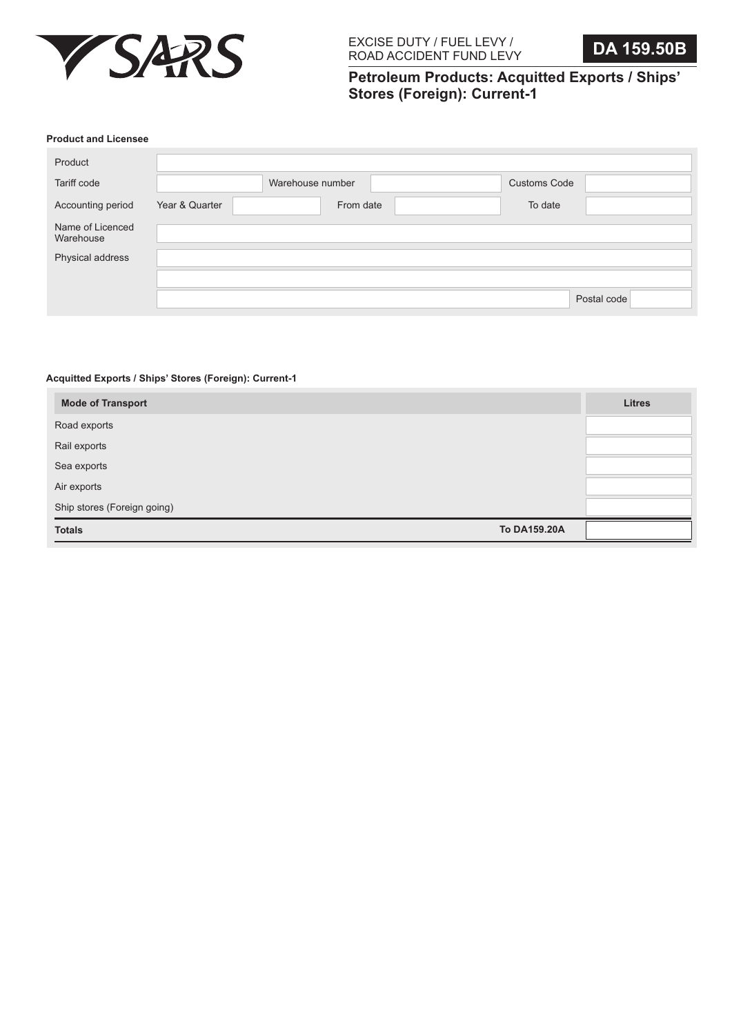SARS

EXCISE DUTY / FUEL LEVY / ROAD ACCIDENT FUND LEVY

**DA 159.50B**

# Petroleum Products: Acquitted Exports / Ships' Stores (Foreign): Current-1

**Product and Licensee**

| | | | | | |
|---|---|---|---|---|---|
| Product | | | | | |
| Tariff code | | Warehouse number | | Customs Code | |
| Accounting period | Year & Quarter | | From date | | To date |
| Name of Licenced Warehouse | | | | | |
| Physical address | | | | | |
| | | | | | |
| | | | | Postal code | |

**Acquitted Exports / Ships' Stores (Foreign): Current-1**

| Mode of Transport | | Litres |
|---|---|---|
| Road exports | | |
| Rail exports | | |
| Sea exports | | |
| Air exports | | |
| Ship stores (Foreign going) | | |
| **Totals** | **To DA159.20A** | |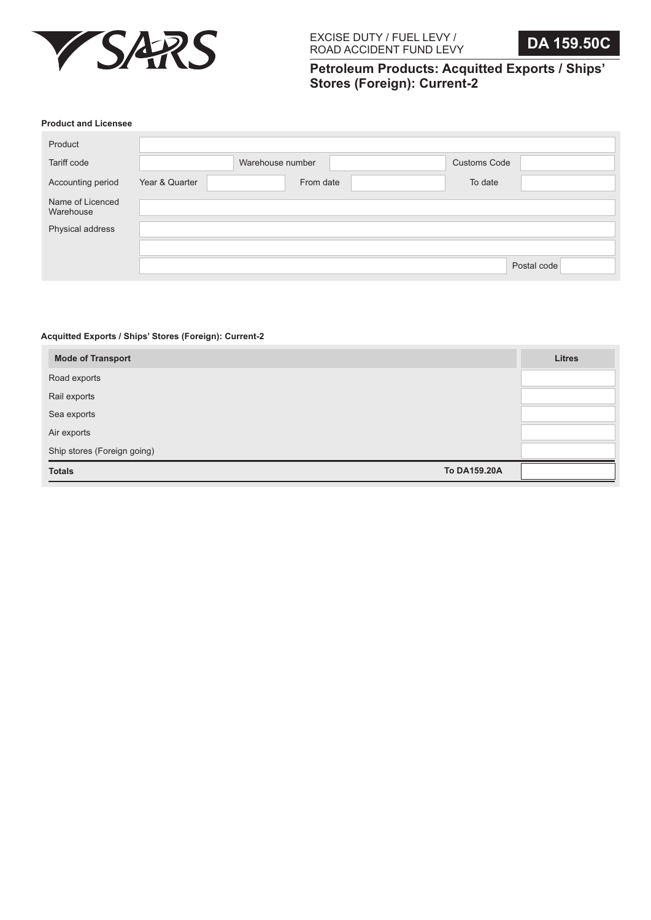EXCISE DUTY / FUEL LEVY / ROAD ACCIDENT FUND LEVY

**DA 159.50C**

# Petroleum Products: Acquitted Exports / Ships' Stores (Foreign): Current-2

### Product and Licensee

| | | | | | |
|---|---|---|---|---|---|
| Product | | | | | |
| Tariff code | | Warehouse number | | Customs Code | |
| Accounting period | Year & Quarter | | From date | | To date |
| Name of Licenced Warehouse | | | | | |
| Physical address | | | | | |
| | | | | | |
| | | | | Postal code | |

### Acquitted Exports / Ships' Stores (Foreign): Current-2

| Mode of Transport | | Litres |
|---|---|---|
| Road exports | | |
| Rail exports | | |
| Sea exports | | |
| Air exports | | |
| Ship stores (Foreign going) | | |
| **Totals** | **To DA159.20A** | |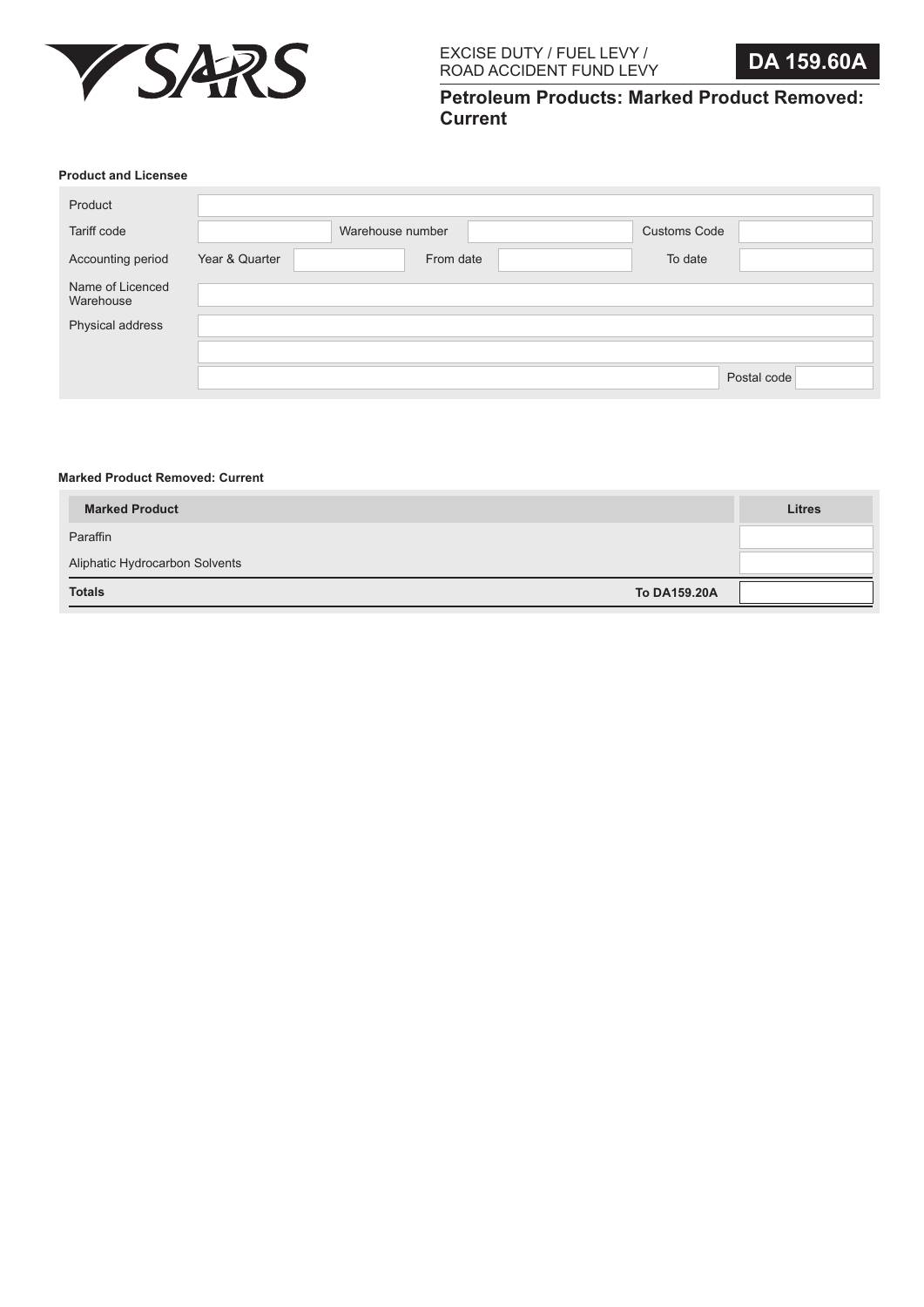SARS

EXCISE DUTY / FUEL LEVY / ROAD ACCIDENT FUND LEVY

**DA 159.60A**

# Petroleum Products: Marked Product Removed: Current

### Product and Licensee

| | | | | | |
|---|---|---|---|---|---|
| Product | | | | | |
| Tariff code | | Warehouse number | | Customs Code | |
| Accounting period | Year & Quarter | | From date | | To date |
| Name of Licenced Warehouse | | | | | |
| Physical address | | | | | |
| | | | | | |
| | | | | Postal code | |

### Marked Product Removed: Current

| Marked Product | Litres |
|---|---|
| Paraffin | |
| Aliphatic Hydrocarbon Solvents | |
| **Totals** **To DA159.20A** | |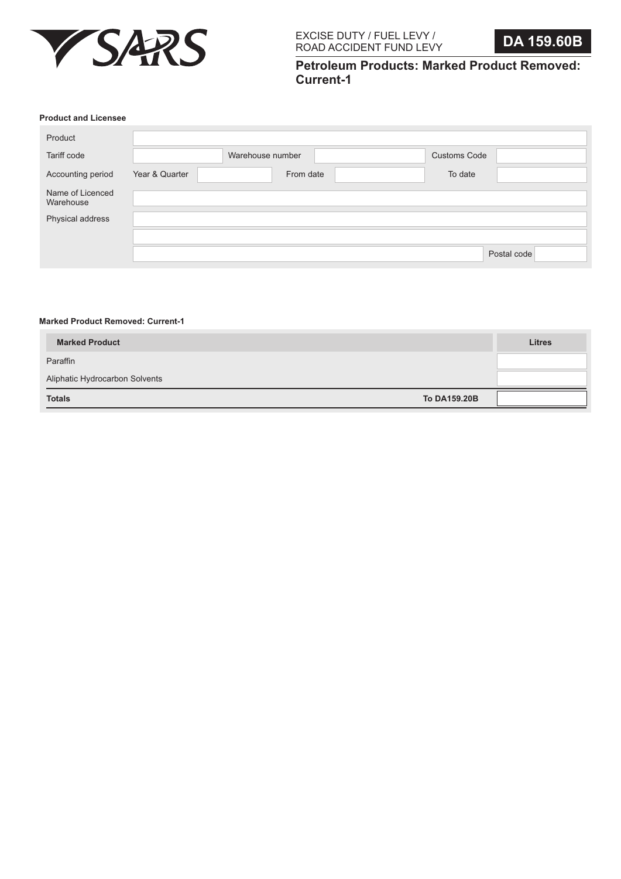EXCISE DUTY / FUEL LEVY / ROAD ACCIDENT FUND LEVY

**DA 159.60B**

# Petroleum Products: Marked Product Removed: Current-1

### Product and Licensee

| | | | | | |
|---|---|---|---|---|---|
| Product | | | | | |
| Tariff code | | Warehouse number | | Customs Code | |
| Accounting period | Year & Quarter | | From date | | To date |
| Name of Licenced Warehouse | | | | | |
| Physical address | | | | | |
| | | | | | |
| | | | | Postal code | |

### Marked Product Removed: Current-1

| Marked Product | | Litres |
|---|---|---|
| Paraffin | | |
| Aliphatic Hydrocarbon Solvents | | |
| **Totals** | **To DA159.20B** | |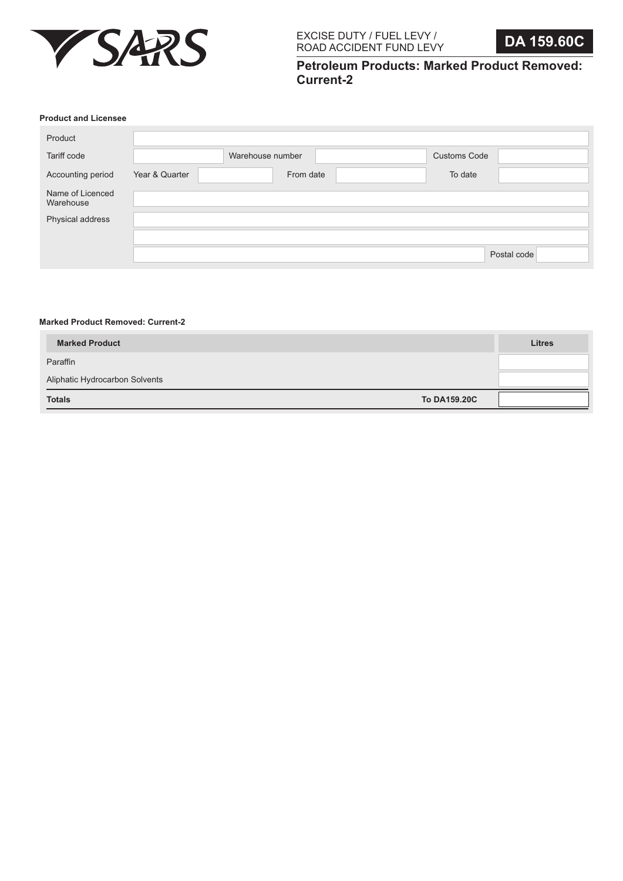EXCISE DUTY / FUEL LEVY / ROAD ACCIDENT FUND LEVY

**DA 159.60C**

## Petroleum Products: Marked Product Removed: Current-2

### Product and Licensee

| | | | | | |
|---|---|---|---|---|---|
| Product | | | | | |
| Tariff code | | Warehouse number | | Customs Code | |
| Accounting period | Year & Quarter | | From date | | To date |
| Name of Licenced Warehouse | | | | | |
| Physical address | | | | | |
| | | | | | |
| | | | | Postal code | |

### Marked Product Removed: Current-2

| Marked Product | | Litres |
|---|---|---|
| Paraffin | | |
| Aliphatic Hydrocarbon Solvents | | |
| **Totals** | **To DA159.20C** | |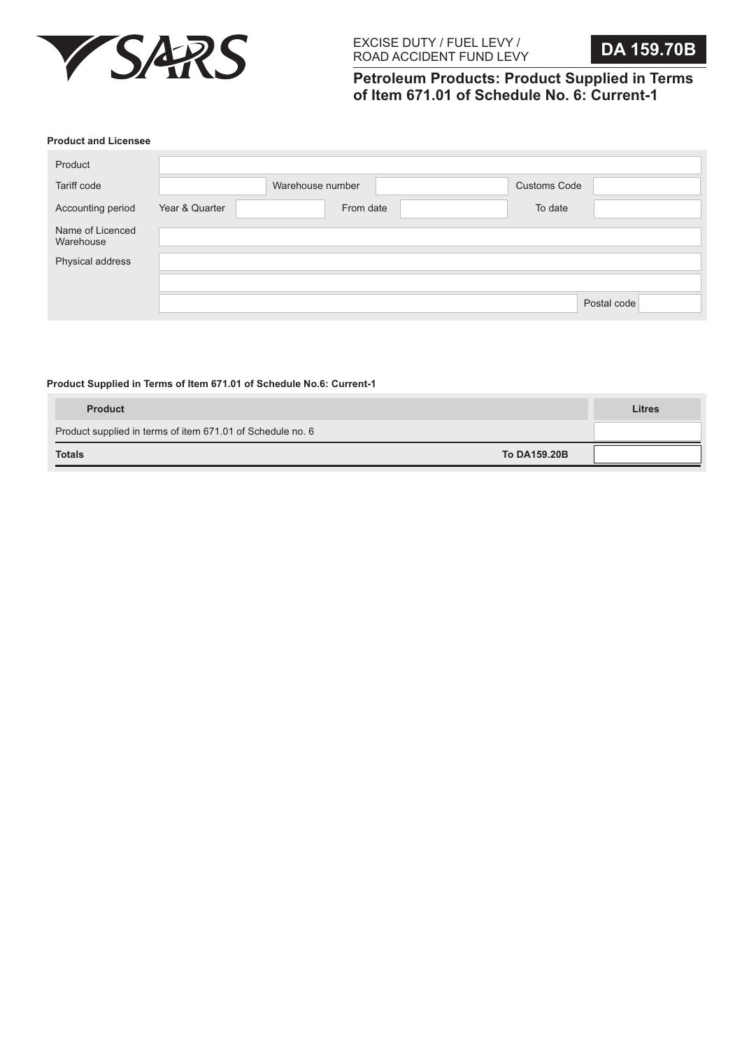EXCISE DUTY / FUEL LEVY / ROAD ACCIDENT FUND LEVY

**DA 159.70B**

# Petroleum Products: Product Supplied in Terms of Item 671.01 of Schedule No. 6: Current-1

**Product and Licensee**

| | | | | | |
|---|---|---|---|---|---|
| Product | | | | | |
| Tariff code | | Warehouse number | | Customs Code | |
| Accounting period | Year & Quarter | From date | | To date | |
| Name of Licenced Warehouse | | | | | |
| Physical address | | | | | |
| | | | | | |
| | | | | Postal code | |

**Product Supplied in Terms of Item 671.01 of Schedule No.6: Current-1**

| Product | | Litres |
|---|---|---|
| Product supplied in terms of item 671.01 of Schedule no. 6 | | |
| **Totals** | **To DA159.20B** | |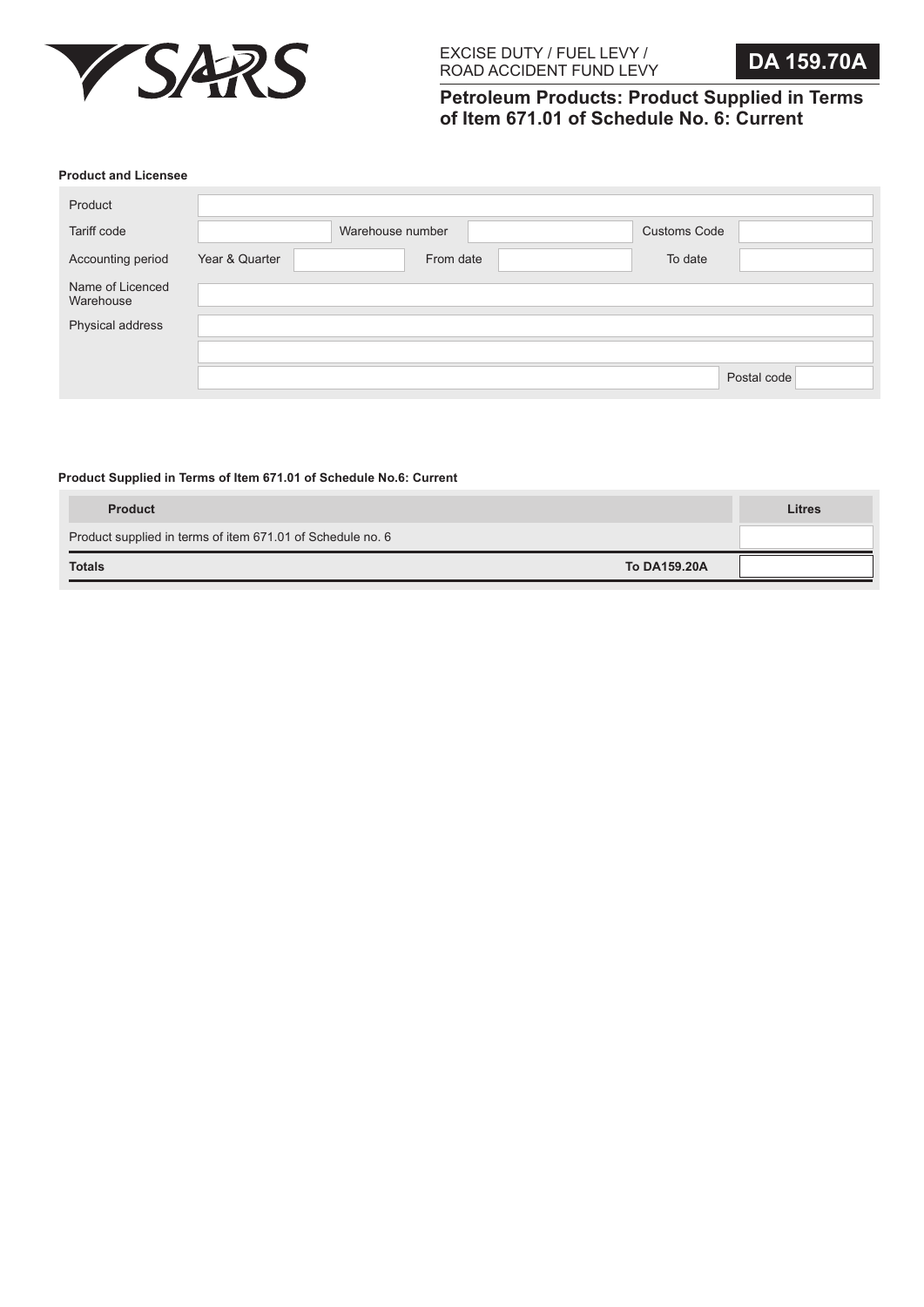EXCISE DUTY / FUEL LEVY / ROAD ACCIDENT FUND LEVY

**DA 159.70A**

# Petroleum Products: Product Supplied in Terms of Item 671.01 of Schedule No. 6: Current

**Product and Licensee**

| | | | | | |
|---|---|---|---|---|---|
| Product | | | | | |
| Tariff code | | Warehouse number | | Customs Code | |
| Accounting period | Year & Quarter | | From date | | To date |
| Name of Licenced Warehouse | | | | | |
| Physical address | | | | | |
| | | | | | |
| | | | | Postal code | |

**Product Supplied in Terms of Item 671.01 of Schedule No.6: Current**

| Product | | Litres |
|---|---|---|
| Product supplied in terms of item 671.01 of Schedule no. 6 | | |
| **Totals** | **To DA159.20A** | |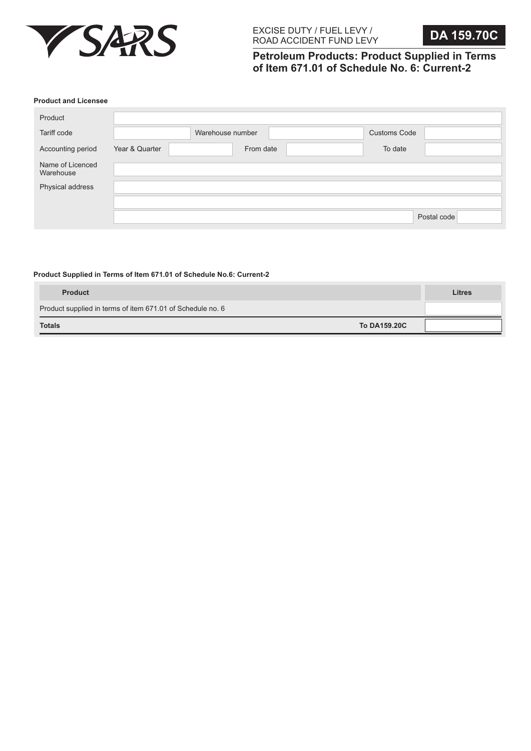SARS

EXCISE DUTY / FUEL LEVY / ROAD ACCIDENT FUND LEVY

# DA 159.70C

## Petroleum Products: Product Supplied in Terms of Item 671.01 of Schedule No. 6: Current-2

**Product and Licensee**

| | | | | | |
|---|---|---|---|---|---|
| Product | | | | | |
| Tariff code | | Warehouse number | | Customs Code | |
| Accounting period | Year & Quarter | | From date | | To date |
| Name of Licenced Warehouse | | | | | |
| Physical address | | | | | |
| | | | | | |
| | | | | Postal code | |

**Product Supplied in Terms of Item 671.01 of Schedule No.6: Current-2**

| Product | | Litres |
|---|---|---|
| Product supplied in terms of item 671.01 of Schedule no. 6 | | |
| **Totals** | **To DA159.20C** | |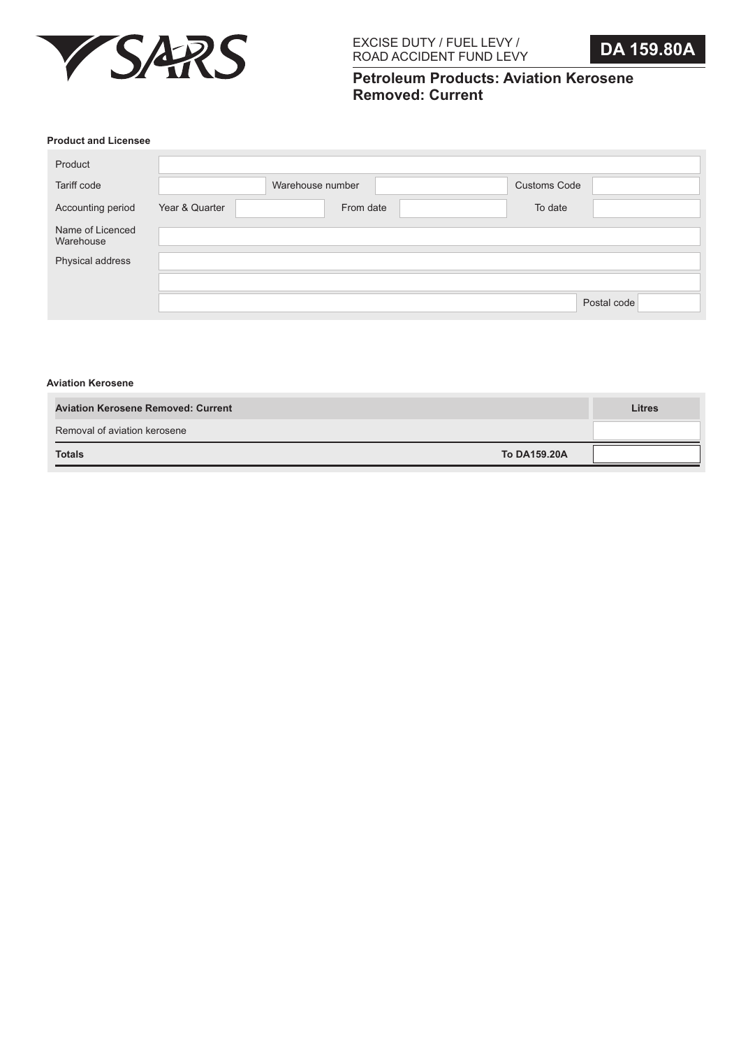SARS

EXCISE DUTY / FUEL LEVY / ROAD ACCIDENT FUND LEVY

**DA 159.80A**

## Petroleum Products: Aviation Kerosene Removed: Current

**Product and Licensee**

| | | | | | |
|---|---|---|---|---|---|
| Product | | | | | |
| Tariff code | | Warehouse number | | Customs Code | |
| Accounting period | Year & Quarter | | From date | | To date |
| Name of Licenced Warehouse | | | | | |
| Physical address | | | | | |
| | | | | | |
| | | | | Postal code | |

**Aviation Kerosene**

| Aviation Kerosene Removed: Current | | Litres |
|---|---|---|
| Removal of aviation kerosene | | |
| **Totals** | **To DA159.20A** | |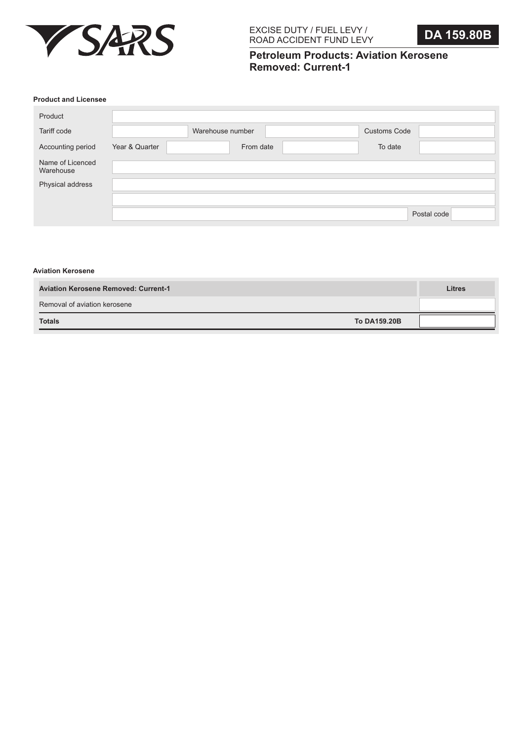EXCISE DUTY / FUEL LEVY / ROAD ACCIDENT FUND LEVY

**DA 159.80B**

# Petroleum Products: Aviation Kerosene Removed: Current-1

### Product and Licensee

| | | | | | |
|---|---|---|---|---|---|
| Product | | | | | |
| Tariff code | | Warehouse number | | Customs Code | |
| Accounting period | Year & Quarter | | From date | | To date |
| Name of Licenced Warehouse | | | | | |
| Physical address | | | | | |
| | | | | | |
| | | | | Postal code | |

### Aviation Kerosene

| Aviation Kerosene Removed: Current-1 | | Litres |
|---|---|---|
| Removal of aviation kerosene | | |
| **Totals** | **To DA159.20B** | |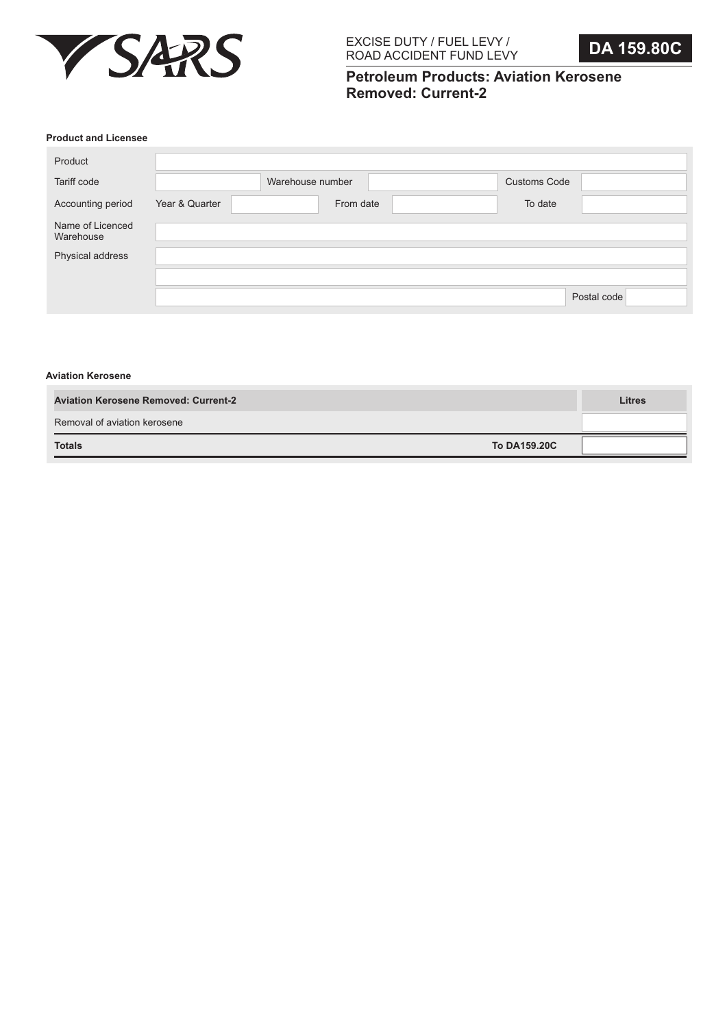SARS

EXCISE DUTY / FUEL LEVY / ROAD ACCIDENT FUND LEVY

**DA 159.80C**

## Petroleum Products: Aviation Kerosene Removed: Current-2

### Product and Licensee

| | | | | | |
|---|---|---|---|---|---|
| Product | | | | | |
| Tariff code | | Warehouse number | | Customs Code | |
| Accounting period | Year & Quarter | | From date | | To date |
| Name of Licenced Warehouse | | | | | |
| Physical address | | | | | |
| | | | | | |
| | | | | Postal code | |

### Aviation Kerosene

| Aviation Kerosene Removed: Current-2 | | Litres |
|---|---|---|
| Removal of aviation kerosene | | |
| **Totals** | **To DA159.20C** | |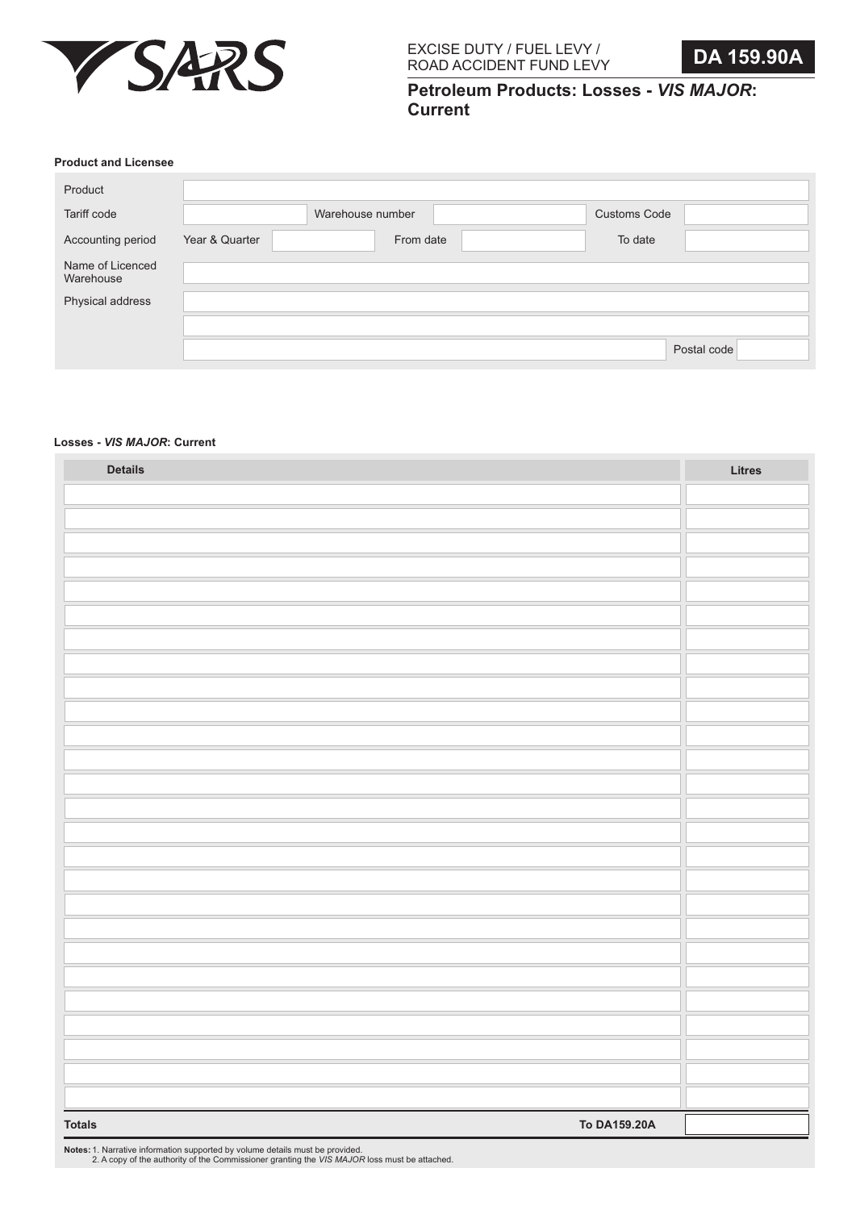SARS

EXCISE DUTY / FUEL LEVY / ROAD ACCIDENT FUND LEVY

**DA 159.90A**

## Petroleum Products: Losses - *VIS MAJOR*: Current

**Product and Licensee**

| | | | | | |
|---|---|---|---|---|---|
| Product | | | | | |
| Tariff code | | Warehouse number | | Customs Code | |
| Accounting period | Year & Quarter | | From date | | To date |
| Name of Licenced Warehouse | | | | | |
| Physical address | | | | | |
| | | | | | |
| | | | | Postal code | |

**Losses - *VIS MAJOR*: Current**

| Details | Litres |
|---|---|
| | |
| | |
| | |
| | |
| | |
| | |
| | |
| | |
| | |
| | |
| | |
| | |
| | |
| | |
| | |
| | |
| | |
| | |
| | |
| | |
| | |
| | |
| | |
| | |
| | |
| | |
| **Totals** **To DA159.20A** | |

**Notes:** 1. Narrative information supported by volume details must be provided.
2. A copy of the authority of the Commissioner granting the *VIS MAJOR* loss must be attached.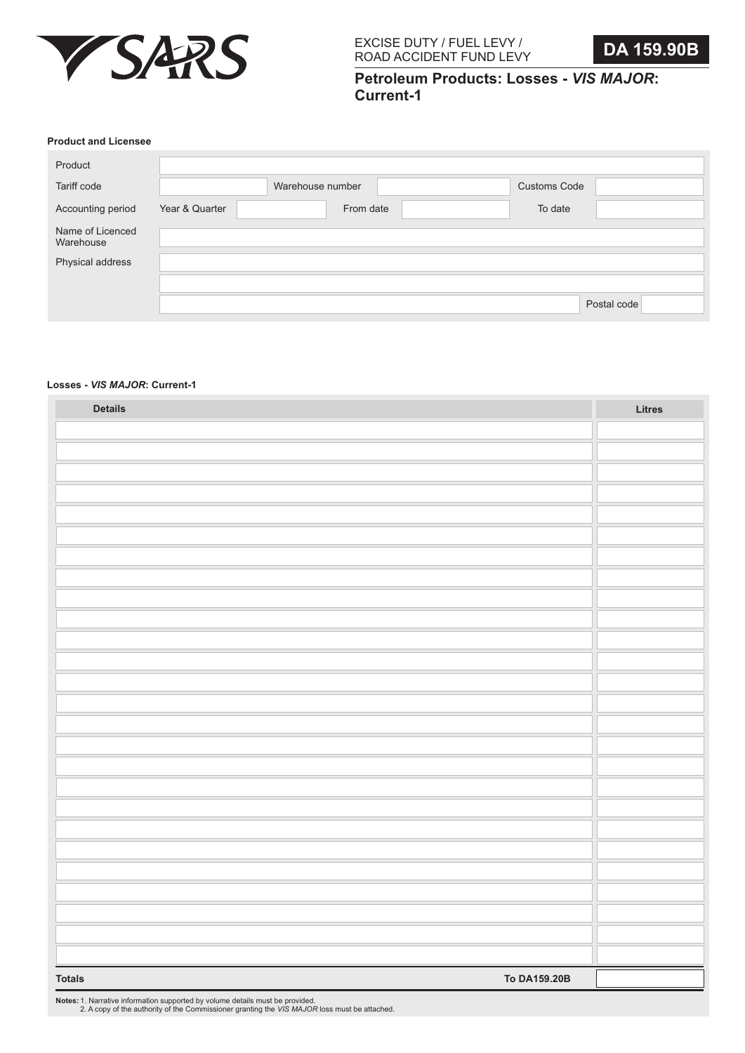SARS

EXCISE DUTY / FUEL LEVY / ROAD ACCIDENT FUND LEVY

**DA 159.90B**

## Petroleum Products: Losses - *VIS MAJOR*: Current-1

### Product and Licensee

| | | | | | |
|---|---|---|---|---|---|
| Product | | | | | |
| Tariff code | | Warehouse number | | Customs Code | |
| Accounting period | Year & Quarter | | From date | | To date |
| Name of Licenced Warehouse | | | | | |
| Physical address | | | | | |
| | | | | | |
| | | | | Postal code | |

### Losses - *VIS MAJOR*: Current-1

| Details | Litres |
|---|---|
| | |
| | |
| | |
| | |
| | |
| | |
| | |
| | |
| | |
| | |
| | |
| | |
| | |
| | |
| | |
| | |
| | |
| | |
| | |
| | |
| | |
| | |
| | |
| | |
| | |
| **Totals** **To DA159.20B** | |

**Notes:** 1. Narrative information supported by volume details must be provided.
2. A copy of the authority of the Commissioner granting the *VIS MAJOR* loss must be attached.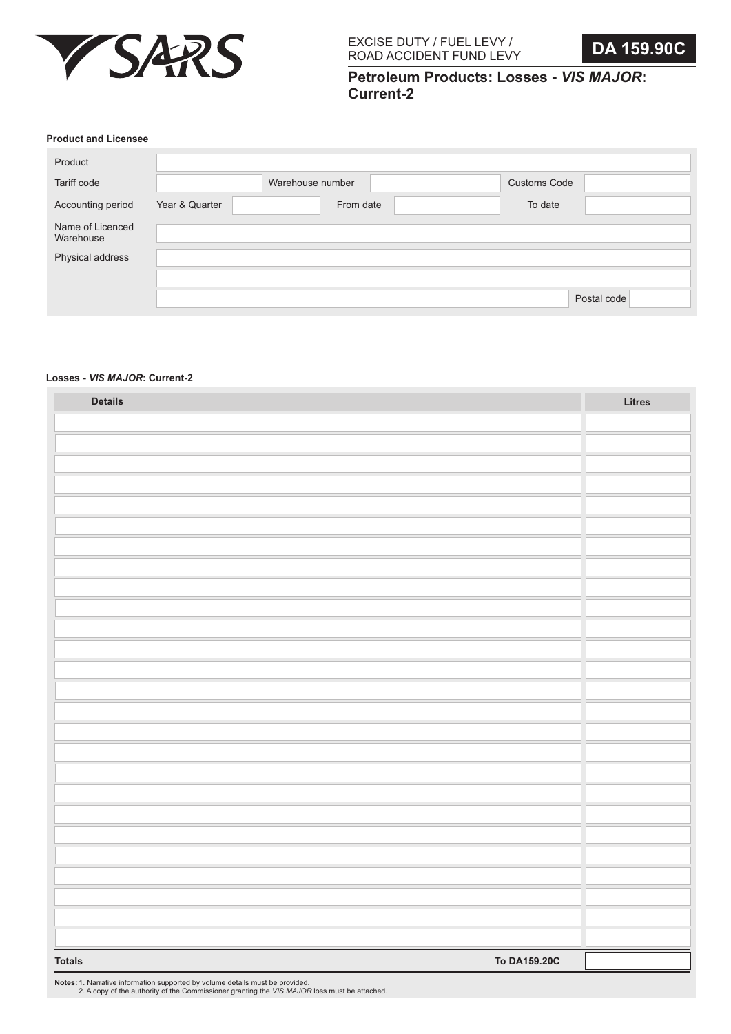SARS

EXCISE DUTY / FUEL LEVY / ROAD ACCIDENT FUND LEVY

**DA 159.90C**

## Petroleum Products: Losses - *VIS MAJOR*: Current-2

**Product and Licensee**

| | | | | | |
|---|---|---|---|---|---|
| Product | | | | | |
| Tariff code | | Warehouse number | | Customs Code | |
| Accounting period | Year & Quarter | | From date | | To date |
| Name of Licenced Warehouse | | | | | |
| Physical address | | | | | |
| | | | | | |
| | | | | Postal code | |

**Losses - *VIS MAJOR*: Current-2**

| Details | Litres |
|---|---|
| | |
| | |
| | |
| | |
| | |
| | |
| | |
| | |
| | |
| | |
| | |
| | |
| | |
| | |
| | |
| | |
| | |
| | |
| | |
| | |
| | |
| | |
| | |
| | |
| | |
| | |
| **Totals** **To DA159.20C** | |

**Notes:** 1. Narrative information supported by volume details must be provided.
2. A copy of the authority of the Commissioner granting the *VIS MAJOR* loss must be attached.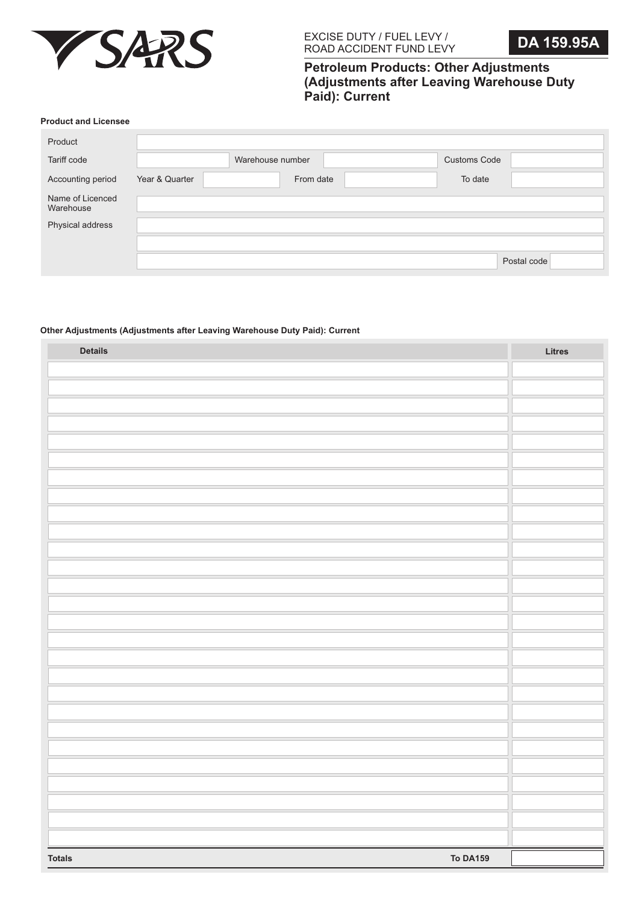SARS

EXCISE DUTY / FUEL LEVY / ROAD ACCIDENT FUND LEVY

**DA 159.95A**

## Petroleum Products: Other Adjustments (Adjustments after Leaving Warehouse Duty Paid): Current

**Product and Licensee**

| | | | | | |
|---|---|---|---|---|---|
| Product | | | | | |
| Tariff code | | Warehouse number | | Customs Code | |
| Accounting period | Year & Quarter | | From date | | To date |
| Name of Licenced Warehouse | | | | | |
| Physical address | | | | | |
| | | | | | |
| | | | | Postal code | |

**Other Adjustments (Adjustments after Leaving Warehouse Duty Paid): Current**

| Details | Litres |
|---|---|
| | |
| | |
| | |
| | |
| | |
| | |
| | |
| | |
| | |
| | |
| | |
| | |
| | |
| | |
| | |
| | |
| | |
| | |
| | |
| | |
| | |
| | |
| | |
| | |
| | |
| | |
| | |
| **Totals** **To DA159** | |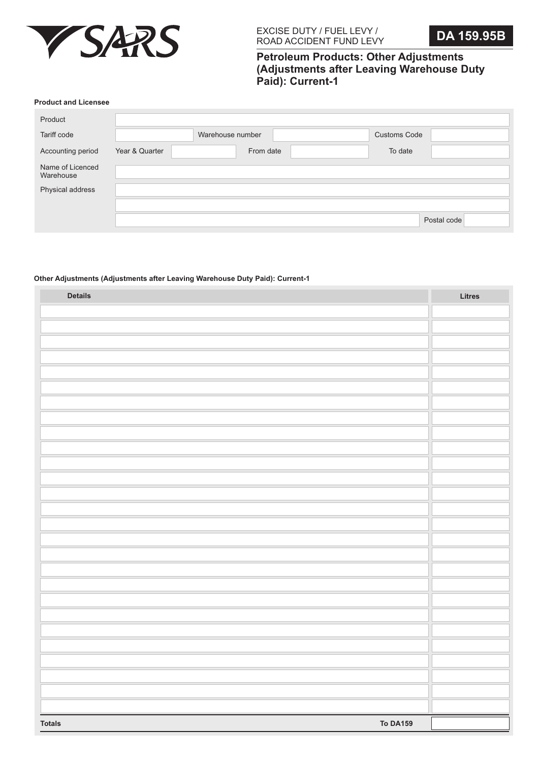SARS

EXCISE DUTY / FUEL LEVY / ROAD ACCIDENT FUND LEVY

**DA 159.95B**

## Petroleum Products: Other Adjustments (Adjustments after Leaving Warehouse Duty Paid): Current-1

### Product and Licensee

| | | | | | |
|---|---|---|---|---|---|
| Product | | | | | |
| Tariff code | | Warehouse number | | Customs Code | |
| Accounting period | Year & Quarter | | From date | | To date |
| Name of Licenced Warehouse | | | | | |
| Physical address | | | | | |
| | | | | | |
| | | | | Postal code | |

### Other Adjustments (Adjustments after Leaving Warehouse Duty Paid): Current-1

| Details | Litres |
|---|---|
| | |
| | |
| | |
| | |
| | |
| | |
| | |
| | |
| | |
| | |
| | |
| | |
| | |
| | |
| | |
| | |
| | |
| | |
| | |
| | |
| | |
| | |
| | |
| | |
| | |
| | |
| | |
| **Totals** **To DA159** | |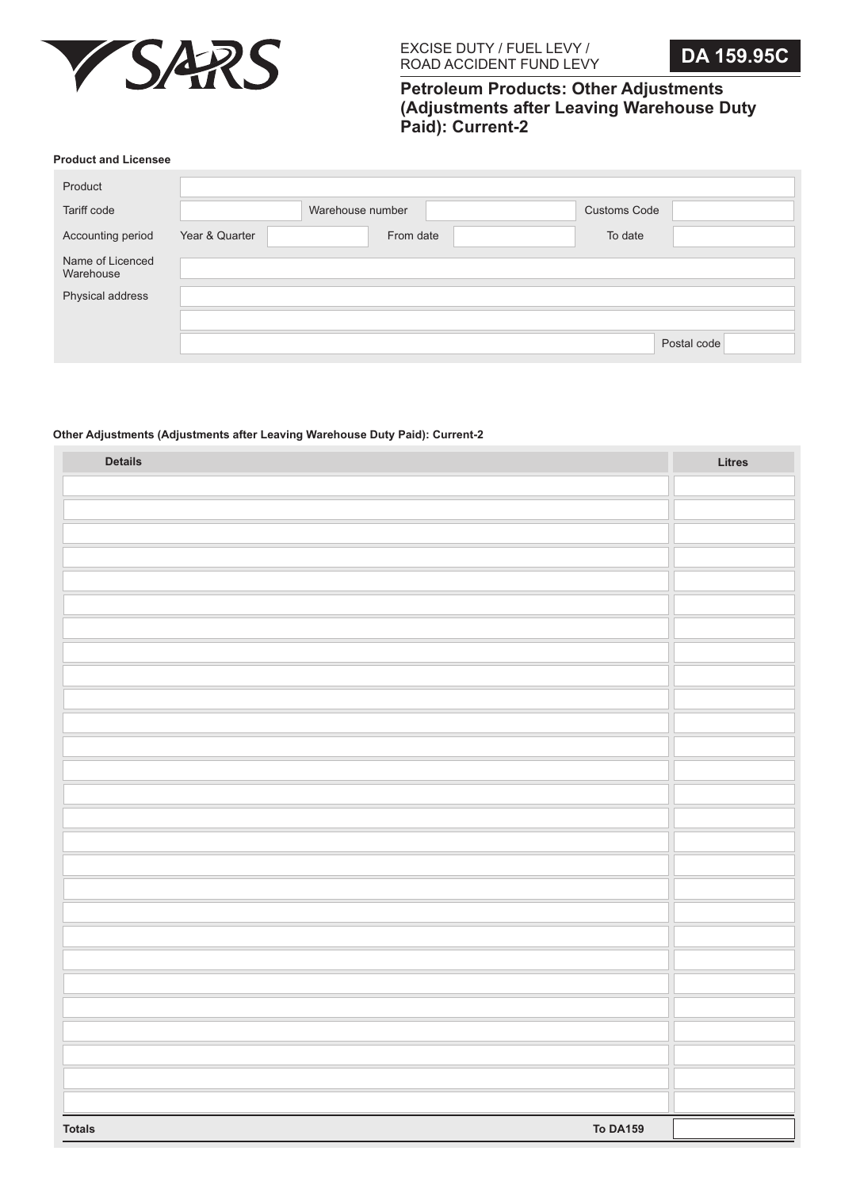SARS

EXCISE DUTY / FUEL LEVY / ROAD ACCIDENT FUND LEVY

**DA 159.95C**

# Petroleum Products: Other Adjustments (Adjustments after Leaving Warehouse Duty Paid): Current-2

**Product and Licensee**

| | | | | | |
|---|---|---|---|---|---|
| Product | | | | | |
| Tariff code | | Warehouse number | | Customs Code | |
| Accounting period | Year & Quarter | | From date | | To date |
| Name of Licenced Warehouse | | | | | |
| Physical address | | | | | |
| | | | | | |
| | | | | Postal code | |

**Other Adjustments (Adjustments after Leaving Warehouse Duty Paid): Current-2**

| Details | Litres |
|---|---|
| | |
| | |
| | |
| | |
| | |
| | |
| | |
| | |
| | |
| | |
| | |
| | |
| | |
| | |
| | |
| | |
| | |
| | |
| | |
| | |
| | |
| | |
| | |
| | |
| | |
| | |
| | |
| **Totals** **To DA159** | |